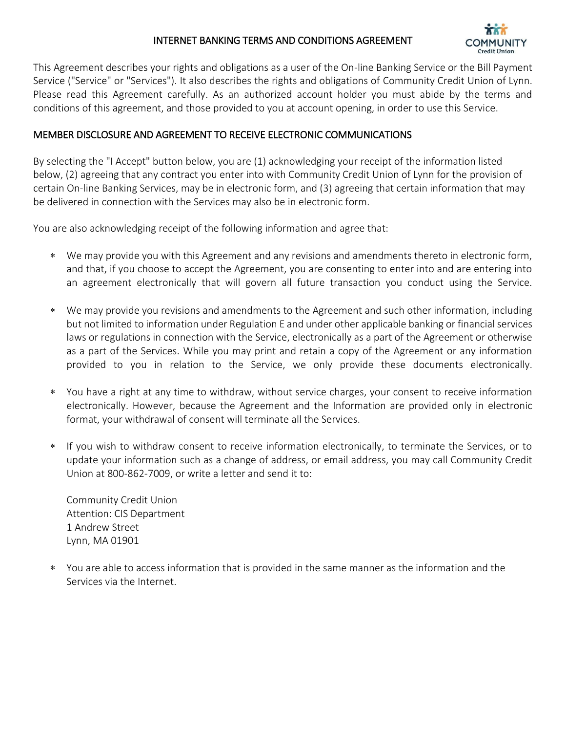# INTERNET BANKING TERMS AND CONDITIONS AGREEMENT

This Agreement describes your rights and obligations as a user of the On-line Banking Service or the Bill Payment Service ("Service" or "Services"). It also describes the rights and obligations of Community Credit Union of Lynn. Please read this Agreement carefully. As an authorized account holder you must abide by the terms and conditions of this agreement, and those provided to you at account opening, in order to use this Service.

## MEMBER DISCLOSURE AND AGREEMENT TO RECEIVE ELECTRONIC COMMUNICATIONS

By selecting the "I Accept" button below, you are (1) acknowledging your receipt of the information listed below, (2) agreeing that any contract you enter into with Community Credit Union of Lynn for the provision of certain On-line Banking Services, may be in electronic form, and (3) agreeing that certain information that may be delivered in connection with the Services may also be in electronic form.

You are also acknowledging receipt of the following information and agree that:

* We may provide you with this Agreement and any revisions and amendments thereto in electronic form, and that, if you choose to accept the Agreement, you are consenting to enter into and are entering into an agreement electronically that will govern all future transaction you conduct using the Service.
* We may provide you revisions and amendments to the Agreement and such other information, including but not limited to information under Regulation E and under other applicable banking or financial services laws or regulations in connection with the Service, electronically as a part of the Agreement or otherwise as a part of the Services. While you may print and retain a copy of the Agreement or any information provided to you in relation to the Service, we only provide these documents electronically.
* You have a right at any time to withdraw, without service charges, your consent to receive information electronically. However, because the Agreement and the Information are provided only in electronic format, your withdrawal of consent will terminate all the Services.
* If you wish to withdraw consent to receive information electronically, to terminate the Services, or to update your information such as a change of address, or email address, you may call Community Credit Union at 800-862-7009, or write a letter and send it to:

  Community Credit Union  
  Attention: CIS Department  
  1 Andrew Street  
  Lynn, MA 01901

* You are able to access information that is provided in the same manner as the information and the Services via the Internet.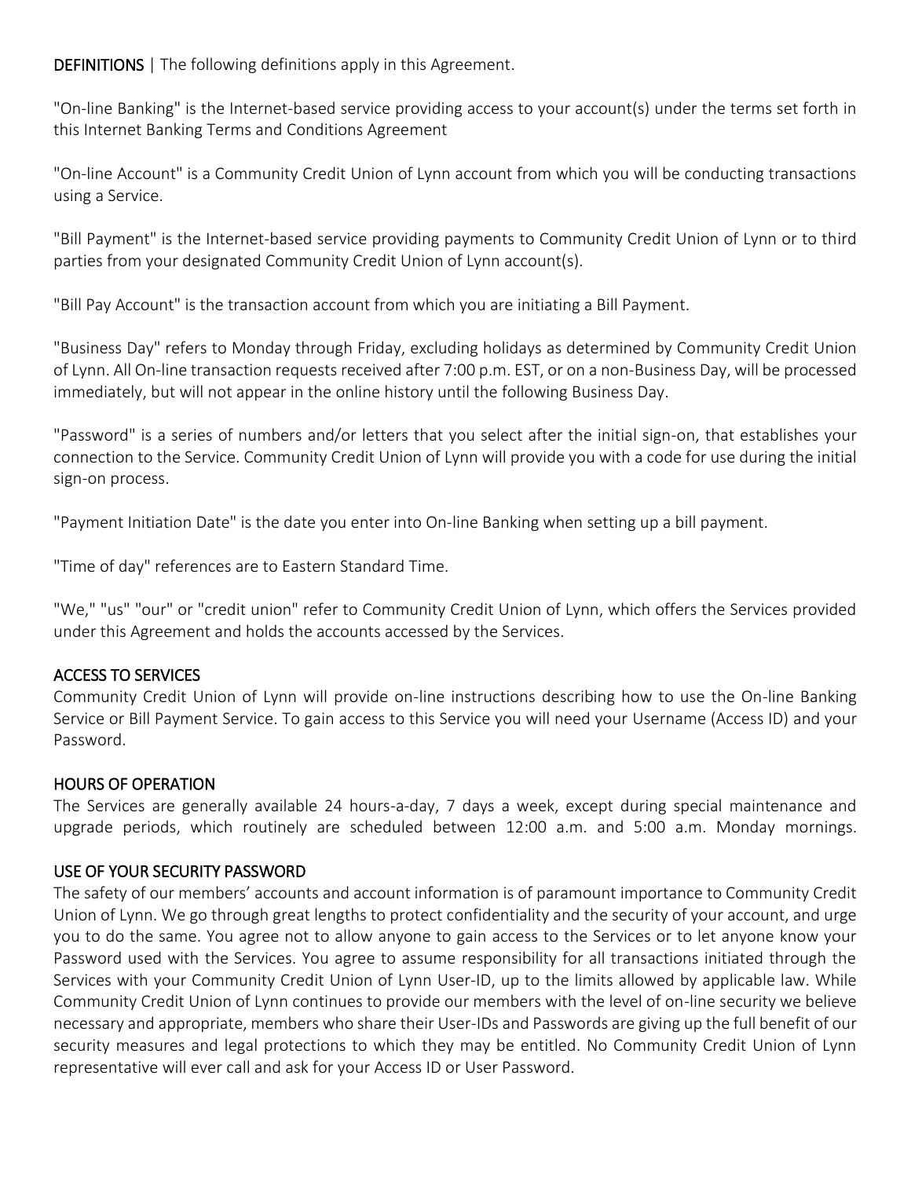**DEFINITIONS** | The following definitions apply in this Agreement.

"On-line Banking" is the Internet-based service providing access to your account(s) under the terms set forth in this Internet Banking Terms and Conditions Agreement

"On-line Account" is a Community Credit Union of Lynn account from which you will be conducting transactions using a Service.

"Bill Payment" is the Internet-based service providing payments to Community Credit Union of Lynn or to third parties from your designated Community Credit Union of Lynn account(s).

"Bill Pay Account" is the transaction account from which you are initiating a Bill Payment.

"Business Day" refers to Monday through Friday, excluding holidays as determined by Community Credit Union of Lynn. All On-line transaction requests received after 7:00 p.m. EST, or on a non-Business Day, will be processed immediately, but will not appear in the online history until the following Business Day.

"Password" is a series of numbers and/or letters that you select after the initial sign-on, that establishes your connection to the Service. Community Credit Union of Lynn will provide you with a code for use during the initial sign-on process.

"Payment Initiation Date" is the date you enter into On-line Banking when setting up a bill payment.

"Time of day" references are to Eastern Standard Time.

"We," "us" "our" or "credit union" refer to Community Credit Union of Lynn, which offers the Services provided under this Agreement and holds the accounts accessed by the Services.

## ACCESS TO SERVICES

Community Credit Union of Lynn will provide on-line instructions describing how to use the On-line Banking Service or Bill Payment Service. To gain access to this Service you will need your Username (Access ID) and your Password.

## HOURS OF OPERATION

The Services are generally available 24 hours-a-day, 7 days a week, except during special maintenance and upgrade periods, which routinely are scheduled between 12:00 a.m. and 5:00 a.m. Monday mornings.

## USE OF YOUR SECURITY PASSWORD

The safety of our members' accounts and account information is of paramount importance to Community Credit Union of Lynn. We go through great lengths to protect confidentiality and the security of your account, and urge you to do the same. You agree not to allow anyone to gain access to the Services or to let anyone know your Password used with the Services. You agree to assume responsibility for all transactions initiated through the Services with your Community Credit Union of Lynn User-ID, up to the limits allowed by applicable law. While Community Credit Union of Lynn continues to provide our members with the level of on-line security we believe necessary and appropriate, members who share their User-IDs and Passwords are giving up the full benefit of our security measures and legal protections to which they may be entitled. No Community Credit Union of Lynn representative will ever call and ask for your Access ID or User Password.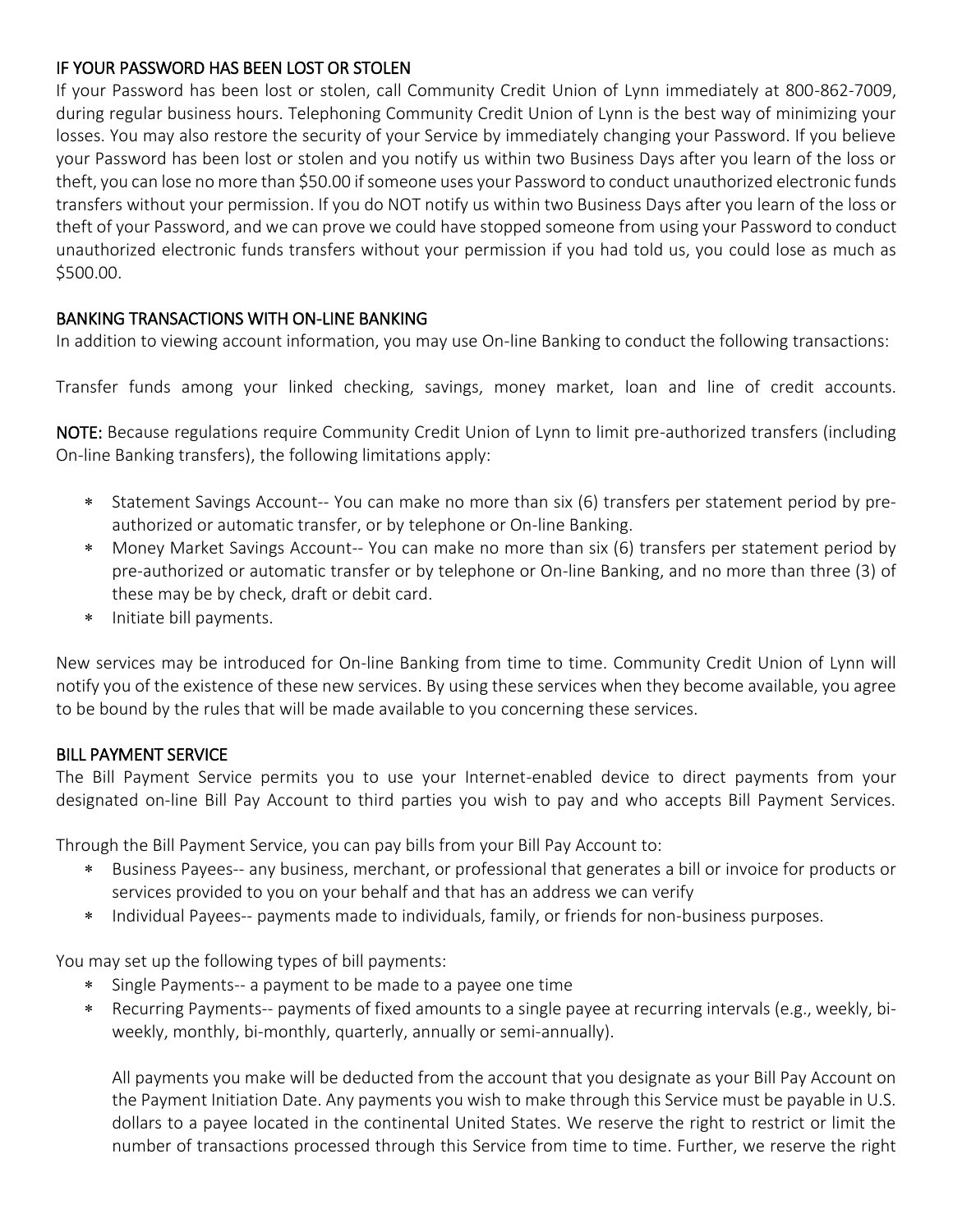## IF YOUR PASSWORD HAS BEEN LOST OR STOLEN

If your Password has been lost or stolen, call Community Credit Union of Lynn immediately at 800-862-7009, during regular business hours. Telephoning Community Credit Union of Lynn is the best way of minimizing your losses. You may also restore the security of your Service by immediately changing your Password. If you believe your Password has been lost or stolen and you notify us within two Business Days after you learn of the loss or theft, you can lose no more than $50.00 if someone uses your Password to conduct unauthorized electronic funds transfers without your permission. If you do NOT notify us within two Business Days after you learn of the loss or theft of your Password, and we can prove we could have stopped someone from using your Password to conduct unauthorized electronic funds transfers without your permission if you had told us, you could lose as much as $500.00.

## BANKING TRANSACTIONS WITH ON-LINE BANKING

In addition to viewing account information, you may use On-line Banking to conduct the following transactions:

Transfer funds among your linked checking, savings, money market, loan and line of credit accounts.

**NOTE:** Because regulations require Community Credit Union of Lynn to limit pre-authorized transfers (including On-line Banking transfers), the following limitations apply:

- Statement Savings Account-- You can make no more than six (6) transfers per statement period by pre-authorized or automatic transfer, or by telephone or On-line Banking.
- Money Market Savings Account-- You can make no more than six (6) transfers per statement period by pre-authorized or automatic transfer or by telephone or On-line Banking, and no more than three (3) of these may be by check, draft or debit card.
- Initiate bill payments.

New services may be introduced for On-line Banking from time to time. Community Credit Union of Lynn will notify you of the existence of these new services. By using these services when they become available, you agree to be bound by the rules that will be made available to you concerning these services.

## BILL PAYMENT SERVICE

The Bill Payment Service permits you to use your Internet-enabled device to direct payments from your designated on-line Bill Pay Account to third parties you wish to pay and who accepts Bill Payment Services.

Through the Bill Payment Service, you can pay bills from your Bill Pay Account to:

- Business Payees-- any business, merchant, or professional that generates a bill or invoice for products or services provided to you on your behalf and that has an address we can verify
- Individual Payees-- payments made to individuals, family, or friends for non-business purposes.

You may set up the following types of bill payments:

- Single Payments-- a payment to be made to a payee one time
- Recurring Payments-- payments of fixed amounts to a single payee at recurring intervals (e.g., weekly, bi-weekly, monthly, bi-monthly, quarterly, annually or semi-annually).

  All payments you make will be deducted from the account that you designate as your Bill Pay Account on the Payment Initiation Date. Any payments you wish to make through this Service must be payable in U.S. dollars to a payee located in the continental United States. We reserve the right to restrict or limit the number of transactions processed through this Service from time to time. Further, we reserve the right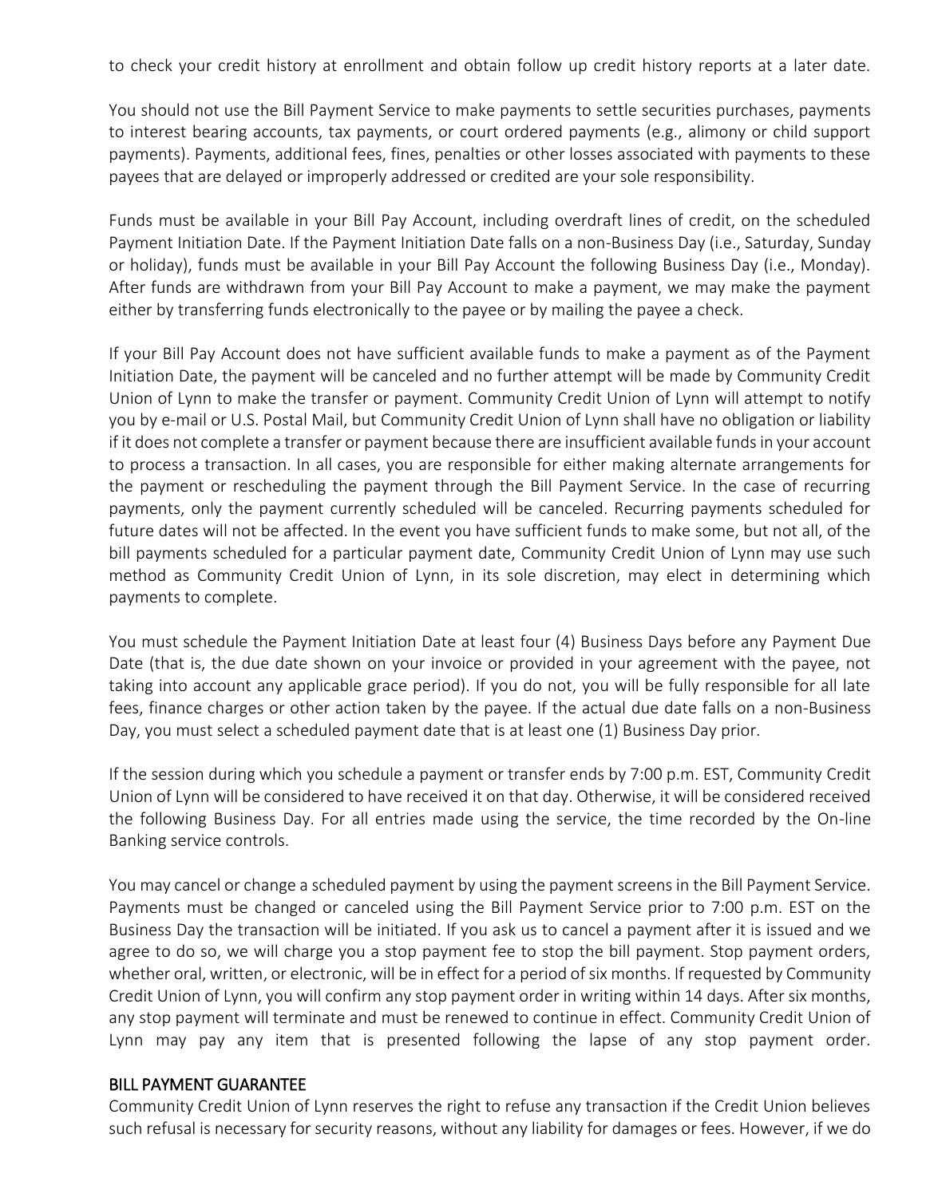to check your credit history at enrollment and obtain follow up credit history reports at a later date.

You should not use the Bill Payment Service to make payments to settle securities purchases, payments to interest bearing accounts, tax payments, or court ordered payments (e.g., alimony or child support payments). Payments, additional fees, fines, penalties or other losses associated with payments to these payees that are delayed or improperly addressed or credited are your sole responsibility.

Funds must be available in your Bill Pay Account, including overdraft lines of credit, on the scheduled Payment Initiation Date. If the Payment Initiation Date falls on a non-Business Day (i.e., Saturday, Sunday or holiday), funds must be available in your Bill Pay Account the following Business Day (i.e., Monday). After funds are withdrawn from your Bill Pay Account to make a payment, we may make the payment either by transferring funds electronically to the payee or by mailing the payee a check.

If your Bill Pay Account does not have sufficient available funds to make a payment as of the Payment Initiation Date, the payment will be canceled and no further attempt will be made by Community Credit Union of Lynn to make the transfer or payment. Community Credit Union of Lynn will attempt to notify you by e-mail or U.S. Postal Mail, but Community Credit Union of Lynn shall have no obligation or liability if it does not complete a transfer or payment because there are insufficient available funds in your account to process a transaction. In all cases, you are responsible for either making alternate arrangements for the payment or rescheduling the payment through the Bill Payment Service. In the case of recurring payments, only the payment currently scheduled will be canceled. Recurring payments scheduled for future dates will not be affected. In the event you have sufficient funds to make some, but not all, of the bill payments scheduled for a particular payment date, Community Credit Union of Lynn may use such method as Community Credit Union of Lynn, in its sole discretion, may elect in determining which payments to complete.

You must schedule the Payment Initiation Date at least four (4) Business Days before any Payment Due Date (that is, the due date shown on your invoice or provided in your agreement with the payee, not taking into account any applicable grace period). If you do not, you will be fully responsible for all late fees, finance charges or other action taken by the payee. If the actual due date falls on a non-Business Day, you must select a scheduled payment date that is at least one (1) Business Day prior.

If the session during which you schedule a payment or transfer ends by 7:00 p.m. EST, Community Credit Union of Lynn will be considered to have received it on that day. Otherwise, it will be considered received the following Business Day. For all entries made using the service, the time recorded by the On-line Banking service controls.

You may cancel or change a scheduled payment by using the payment screens in the Bill Payment Service. Payments must be changed or canceled using the Bill Payment Service prior to 7:00 p.m. EST on the Business Day the transaction will be initiated. If you ask us to cancel a payment after it is issued and we agree to do so, we will charge you a stop payment fee to stop the bill payment. Stop payment orders, whether oral, written, or electronic, will be in effect for a period of six months. If requested by Community Credit Union of Lynn, you will confirm any stop payment order in writing within 14 days. After six months, any stop payment will terminate and must be renewed to continue in effect. Community Credit Union of Lynn may pay any item that is presented following the lapse of any stop payment order.

## BILL PAYMENT GUARANTEE

Community Credit Union of Lynn reserves the right to refuse any transaction if the Credit Union believes such refusal is necessary for security reasons, without any liability for damages or fees. However, if we do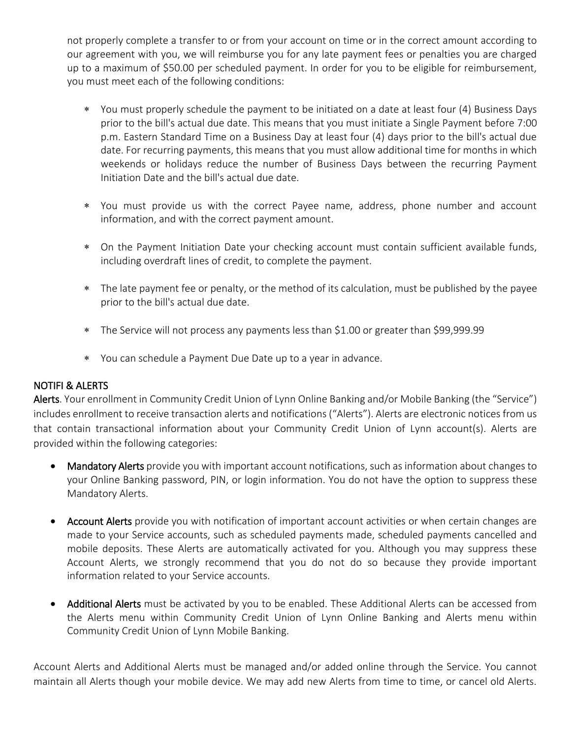not properly complete a transfer to or from your account on time or in the correct amount according to our agreement with you, we will reimburse you for any late payment fees or penalties you are charged up to a maximum of $50.00 per scheduled payment. In order for you to be eligible for reimbursement, you must meet each of the following conditions:

- You must properly schedule the payment to be initiated on a date at least four (4) Business Days prior to the bill's actual due date. This means that you must initiate a Single Payment before 7:00 p.m. Eastern Standard Time on a Business Day at least four (4) days prior to the bill's actual due date. For recurring payments, this means that you must allow additional time for months in which weekends or holidays reduce the number of Business Days between the recurring Payment Initiation Date and the bill's actual due date.

- You must provide us with the correct Payee name, address, phone number and account information, and with the correct payment amount.

- On the Payment Initiation Date your checking account must contain sufficient available funds, including overdraft lines of credit, to complete the payment.

- The late payment fee or penalty, or the method of its calculation, must be published by the payee prior to the bill's actual due date.

- The Service will not process any payments less than $1.00 or greater than $99,999.99

- You can schedule a Payment Due Date up to a year in advance.

## NOTIFI & ALERTS

**Alerts**. Your enrollment in Community Credit Union of Lynn Online Banking and/or Mobile Banking (the "Service") includes enrollment to receive transaction alerts and notifications ("Alerts"). Alerts are electronic notices from us that contain transactional information about your Community Credit Union of Lynn account(s). Alerts are provided within the following categories:

- **Mandatory Alerts** provide you with important account notifications, such as information about changes to your Online Banking password, PIN, or login information. You do not have the option to suppress these Mandatory Alerts.

- **Account Alerts** provide you with notification of important account activities or when certain changes are made to your Service accounts, such as scheduled payments made, scheduled payments cancelled and mobile deposits. These Alerts are automatically activated for you. Although you may suppress these Account Alerts, we strongly recommend that you do not do so because they provide important information related to your Service accounts.

- **Additional Alerts** must be activated by you to be enabled. These Additional Alerts can be accessed from the Alerts menu within Community Credit Union of Lynn Online Banking and Alerts menu within Community Credit Union of Lynn Mobile Banking.

Account Alerts and Additional Alerts must be managed and/or added online through the Service. You cannot maintain all Alerts though your mobile device. We may add new Alerts from time to time, or cancel old Alerts.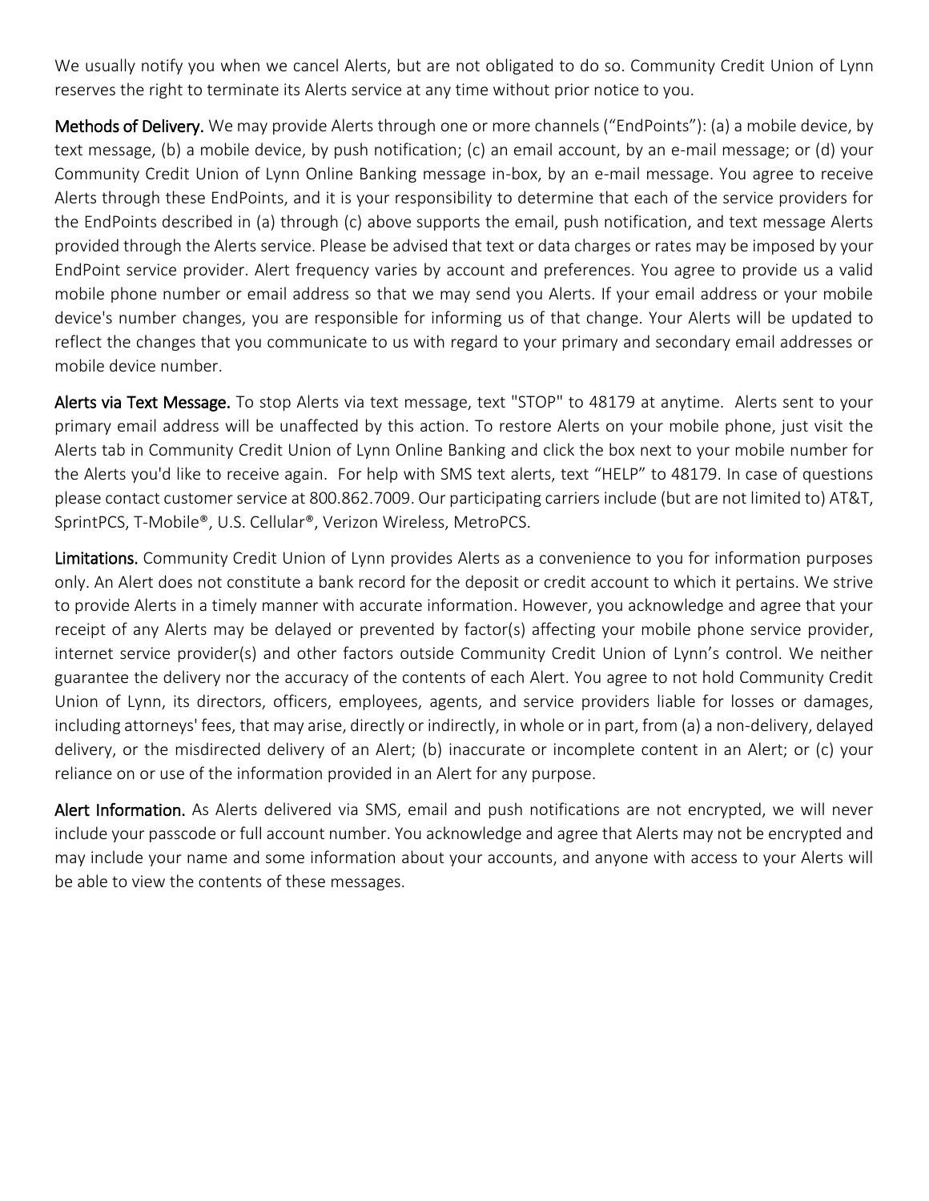We usually notify you when we cancel Alerts, but are not obligated to do so. Community Credit Union of Lynn reserves the right to terminate its Alerts service at any time without prior notice to you.

**Methods of Delivery.** We may provide Alerts through one or more channels ("EndPoints"): (a) a mobile device, by text message, (b) a mobile device, by push notification; (c) an email account, by an e-mail message; or (d) your Community Credit Union of Lynn Online Banking message in-box, by an e-mail message. You agree to receive Alerts through these EndPoints, and it is your responsibility to determine that each of the service providers for the EndPoints described in (a) through (c) above supports the email, push notification, and text message Alerts provided through the Alerts service. Please be advised that text or data charges or rates may be imposed by your EndPoint service provider. Alert frequency varies by account and preferences. You agree to provide us a valid mobile phone number or email address so that we may send you Alerts. If your email address or your mobile device's number changes, you are responsible for informing us of that change. Your Alerts will be updated to reflect the changes that you communicate to us with regard to your primary and secondary email addresses or mobile device number.

**Alerts via Text Message.** To stop Alerts via text message, text "STOP" to 48179 at anytime. Alerts sent to your primary email address will be unaffected by this action. To restore Alerts on your mobile phone, just visit the Alerts tab in Community Credit Union of Lynn Online Banking and click the box next to your mobile number for the Alerts you'd like to receive again. For help with SMS text alerts, text "HELP" to 48179. In case of questions please contact customer service at 800.862.7009. Our participating carriers include (but are not limited to) AT&T, SprintPCS, T-Mobile®, U.S. Cellular®, Verizon Wireless, MetroPCS.

**Limitations.** Community Credit Union of Lynn provides Alerts as a convenience to you for information purposes only. An Alert does not constitute a bank record for the deposit or credit account to which it pertains. We strive to provide Alerts in a timely manner with accurate information. However, you acknowledge and agree that your receipt of any Alerts may be delayed or prevented by factor(s) affecting your mobile phone service provider, internet service provider(s) and other factors outside Community Credit Union of Lynn's control. We neither guarantee the delivery nor the accuracy of the contents of each Alert. You agree to not hold Community Credit Union of Lynn, its directors, officers, employees, agents, and service providers liable for losses or damages, including attorneys' fees, that may arise, directly or indirectly, in whole or in part, from (a) a non-delivery, delayed delivery, or the misdirected delivery of an Alert; (b) inaccurate or incomplete content in an Alert; or (c) your reliance on or use of the information provided in an Alert for any purpose.

**Alert Information.** As Alerts delivered via SMS, email and push notifications are not encrypted, we will never include your passcode or full account number. You acknowledge and agree that Alerts may not be encrypted and may include your name and some information about your accounts, and anyone with access to your Alerts will be able to view the contents of these messages.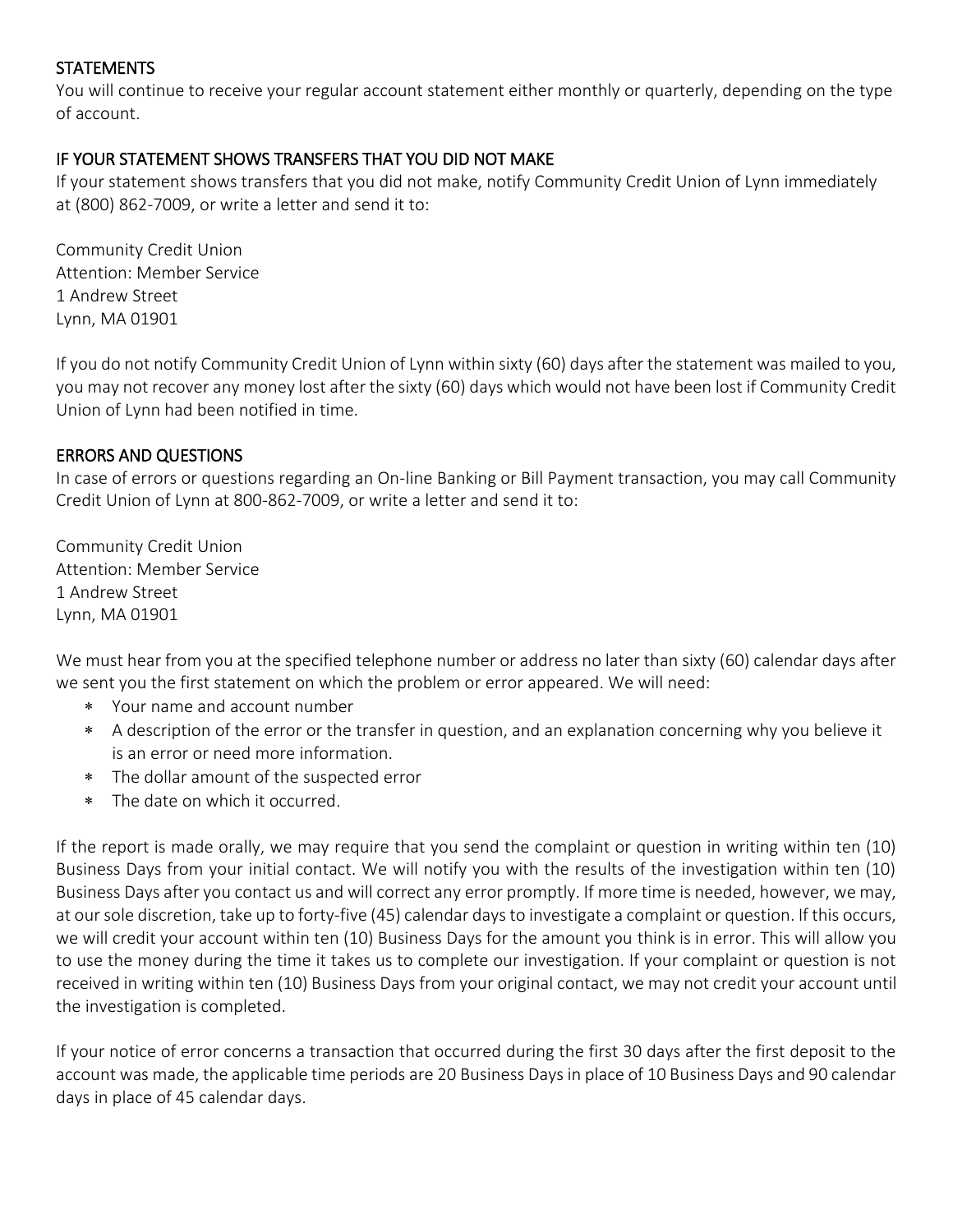## STATEMENTS

You will continue to receive your regular account statement either monthly or quarterly, depending on the type of account.

## IF YOUR STATEMENT SHOWS TRANSFERS THAT YOU DID NOT MAKE

If your statement shows transfers that you did not make, notify Community Credit Union of Lynn immediately at (800) 862-7009, or write a letter and send it to:

Community Credit Union
Attention: Member Service
1 Andrew Street
Lynn, MA 01901

If you do not notify Community Credit Union of Lynn within sixty (60) days after the statement was mailed to you, you may not recover any money lost after the sixty (60) days which would not have been lost if Community Credit Union of Lynn had been notified in time.

## ERRORS AND QUESTIONS

In case of errors or questions regarding an On-line Banking or Bill Payment transaction, you may call Community Credit Union of Lynn at 800-862-7009, or write a letter and send it to:

Community Credit Union
Attention: Member Service
1 Andrew Street
Lynn, MA 01901

We must hear from you at the specified telephone number or address no later than sixty (60) calendar days after we sent you the first statement on which the problem or error appeared. We will need:

* Your name and account number
* A description of the error or the transfer in question, and an explanation concerning why you believe it is an error or need more information.
* The dollar amount of the suspected error
* The date on which it occurred.

If the report is made orally, we may require that you send the complaint or question in writing within ten (10) Business Days from your initial contact. We will notify you with the results of the investigation within ten (10) Business Days after you contact us and will correct any error promptly. If more time is needed, however, we may, at our sole discretion, take up to forty-five (45) calendar days to investigate a complaint or question. If this occurs, we will credit your account within ten (10) Business Days for the amount you think is in error. This will allow you to use the money during the time it takes us to complete our investigation. If your complaint or question is not received in writing within ten (10) Business Days from your original contact, we may not credit your account until the investigation is completed.

If your notice of error concerns a transaction that occurred during the first 30 days after the first deposit to the account was made, the applicable time periods are 20 Business Days in place of 10 Business Days and 90 calendar days in place of 45 calendar days.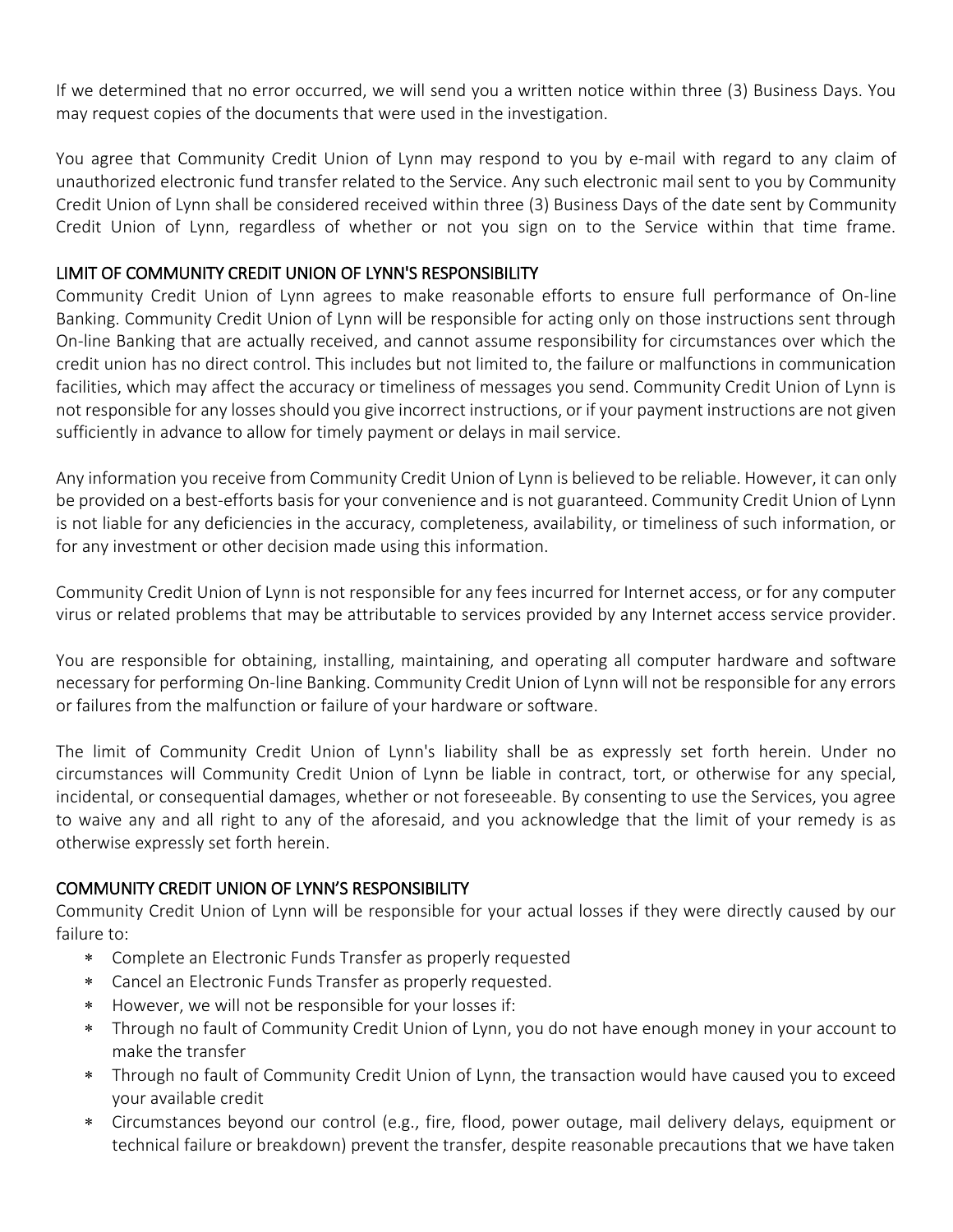If we determined that no error occurred, we will send you a written notice within three (3) Business Days. You may request copies of the documents that were used in the investigation.

You agree that Community Credit Union of Lynn may respond to you by e-mail with regard to any claim of unauthorized electronic fund transfer related to the Service. Any such electronic mail sent to you by Community Credit Union of Lynn shall be considered received within three (3) Business Days of the date sent by Community Credit Union of Lynn, regardless of whether or not you sign on to the Service within that time frame.

## LIMIT OF COMMUNITY CREDIT UNION OF LYNN'S RESPONSIBILITY

Community Credit Union of Lynn agrees to make reasonable efforts to ensure full performance of On-line Banking. Community Credit Union of Lynn will be responsible for acting only on those instructions sent through On-line Banking that are actually received, and cannot assume responsibility for circumstances over which the credit union has no direct control. This includes but not limited to, the failure or malfunctions in communication facilities, which may affect the accuracy or timeliness of messages you send. Community Credit Union of Lynn is not responsible for any losses should you give incorrect instructions, or if your payment instructions are not given sufficiently in advance to allow for timely payment or delays in mail service.

Any information you receive from Community Credit Union of Lynn is believed to be reliable. However, it can only be provided on a best-efforts basis for your convenience and is not guaranteed. Community Credit Union of Lynn is not liable for any deficiencies in the accuracy, completeness, availability, or timeliness of such information, or for any investment or other decision made using this information.

Community Credit Union of Lynn is not responsible for any fees incurred for Internet access, or for any computer virus or related problems that may be attributable to services provided by any Internet access service provider.

You are responsible for obtaining, installing, maintaining, and operating all computer hardware and software necessary for performing On-line Banking. Community Credit Union of Lynn will not be responsible for any errors or failures from the malfunction or failure of your hardware or software.

The limit of Community Credit Union of Lynn's liability shall be as expressly set forth herein. Under no circumstances will Community Credit Union of Lynn be liable in contract, tort, or otherwise for any special, incidental, or consequential damages, whether or not foreseeable. By consenting to use the Services, you agree to waive any and all right to any of the aforesaid, and you acknowledge that the limit of your remedy is as otherwise expressly set forth herein.

## COMMUNITY CREDIT UNION OF LYNN'S RESPONSIBILITY

Community Credit Union of Lynn will be responsible for your actual losses if they were directly caused by our failure to:

- Complete an Electronic Funds Transfer as properly requested
- Cancel an Electronic Funds Transfer as properly requested.
- However, we will not be responsible for your losses if:
- Through no fault of Community Credit Union of Lynn, you do not have enough money in your account to make the transfer
- Through no fault of Community Credit Union of Lynn, the transaction would have caused you to exceed your available credit
- Circumstances beyond our control (e.g., fire, flood, power outage, mail delivery delays, equipment or technical failure or breakdown) prevent the transfer, despite reasonable precautions that we have taken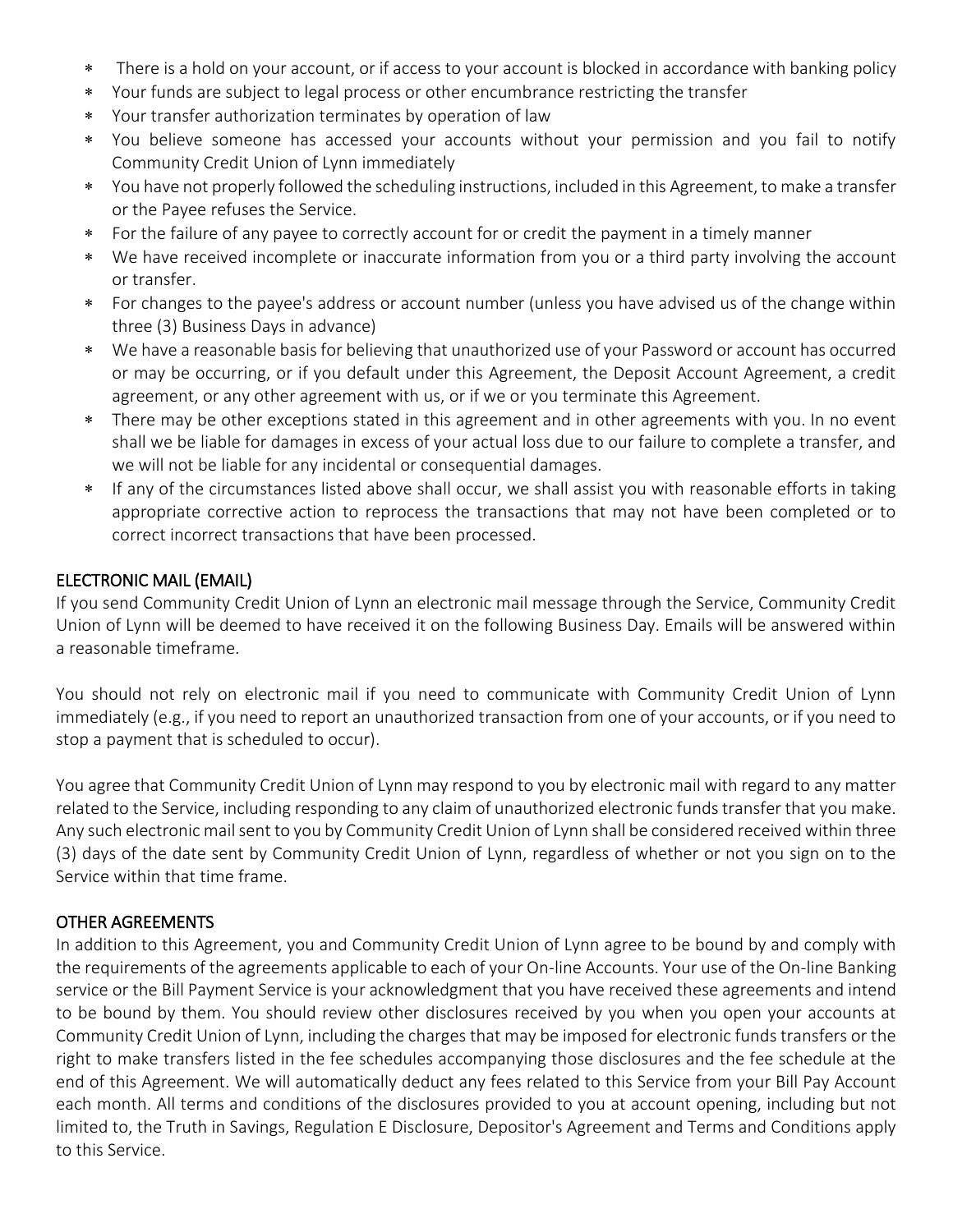* There is a hold on your account, or if access to your account is blocked in accordance with banking policy
* Your funds are subject to legal process or other encumbrance restricting the transfer
* Your transfer authorization terminates by operation of law
* You believe someone has accessed your accounts without your permission and you fail to notify Community Credit Union of Lynn immediately
* You have not properly followed the scheduling instructions, included in this Agreement, to make a transfer or the Payee refuses the Service.
* For the failure of any payee to correctly account for or credit the payment in a timely manner
* We have received incomplete or inaccurate information from you or a third party involving the account or transfer.
* For changes to the payee's address or account number (unless you have advised us of the change within three (3) Business Days in advance)
* We have a reasonable basis for believing that unauthorized use of your Password or account has occurred or may be occurring, or if you default under this Agreement, the Deposit Account Agreement, a credit agreement, or any other agreement with us, or if we or you terminate this Agreement.
* There may be other exceptions stated in this agreement and in other agreements with you. In no event shall we be liable for damages in excess of your actual loss due to our failure to complete a transfer, and we will not be liable for any incidental or consequential damages.
* If any of the circumstances listed above shall occur, we shall assist you with reasonable efforts in taking appropriate corrective action to reprocess the transactions that may not have been completed or to correct incorrect transactions that have been processed.

## ELECTRONIC MAIL (EMAIL)

If you send Community Credit Union of Lynn an electronic mail message through the Service, Community Credit Union of Lynn will be deemed to have received it on the following Business Day. Emails will be answered within a reasonable timeframe.

You should not rely on electronic mail if you need to communicate with Community Credit Union of Lynn immediately (e.g., if you need to report an unauthorized transaction from one of your accounts, or if you need to stop a payment that is scheduled to occur).

You agree that Community Credit Union of Lynn may respond to you by electronic mail with regard to any matter related to the Service, including responding to any claim of unauthorized electronic funds transfer that you make. Any such electronic mail sent to you by Community Credit Union of Lynn shall be considered received within three (3) days of the date sent by Community Credit Union of Lynn, regardless of whether or not you sign on to the Service within that time frame.

## OTHER AGREEMENTS

In addition to this Agreement, you and Community Credit Union of Lynn agree to be bound by and comply with the requirements of the agreements applicable to each of your On-line Accounts. Your use of the On-line Banking service or the Bill Payment Service is your acknowledgment that you have received these agreements and intend to be bound by them. You should review other disclosures received by you when you open your accounts at Community Credit Union of Lynn, including the charges that may be imposed for electronic funds transfers or the right to make transfers listed in the fee schedules accompanying those disclosures and the fee schedule at the end of this Agreement. We will automatically deduct any fees related to this Service from your Bill Pay Account each month. All terms and conditions of the disclosures provided to you at account opening, including but not limited to, the Truth in Savings, Regulation E Disclosure, Depositor's Agreement and Terms and Conditions apply to this Service.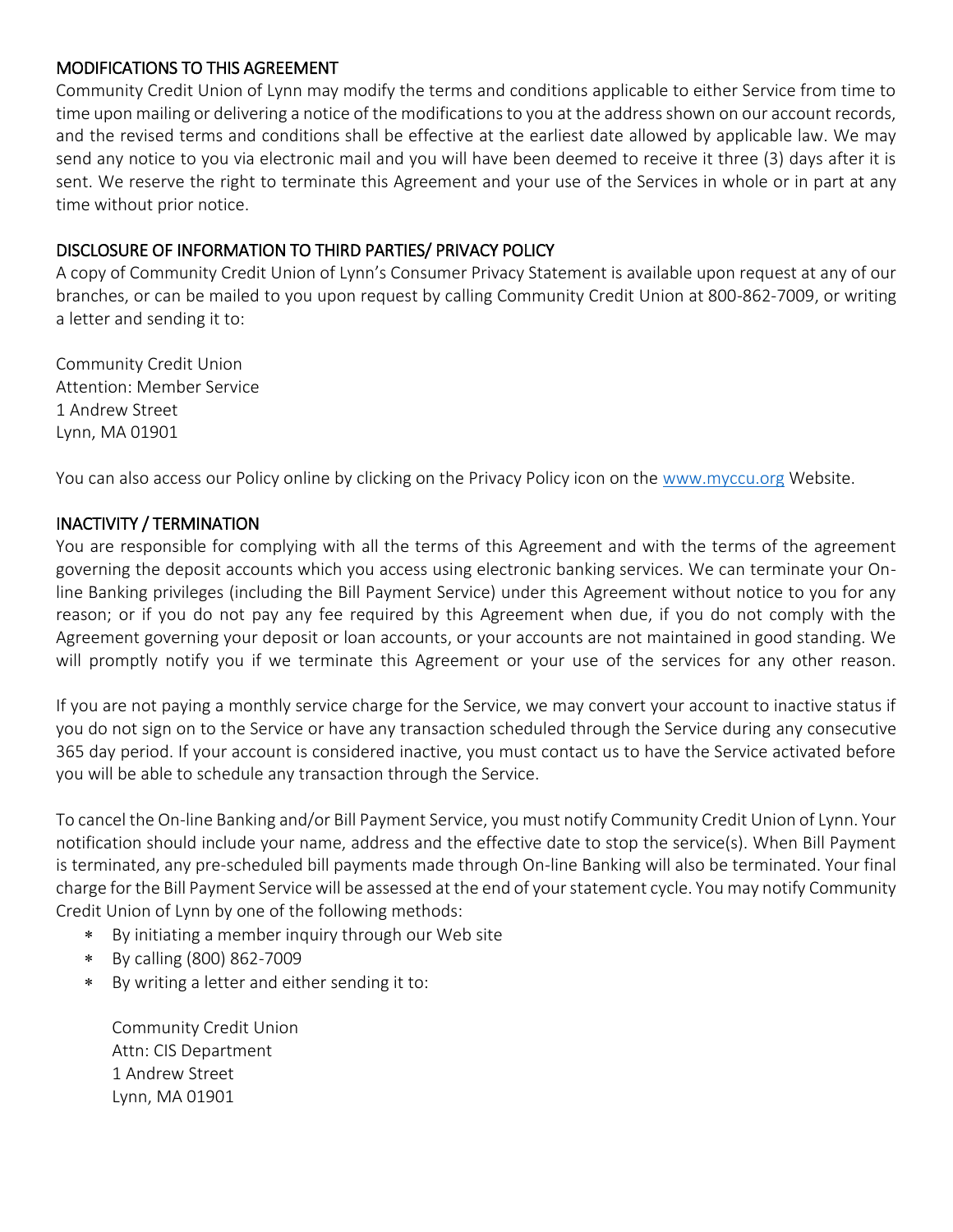## MODIFICATIONS TO THIS AGREEMENT

Community Credit Union of Lynn may modify the terms and conditions applicable to either Service from time to time upon mailing or delivering a notice of the modifications to you at the address shown on our account records, and the revised terms and conditions shall be effective at the earliest date allowed by applicable law. We may send any notice to you via electronic mail and you will have been deemed to receive it three (3) days after it is sent. We reserve the right to terminate this Agreement and your use of the Services in whole or in part at any time without prior notice.

## DISCLOSURE OF INFORMATION TO THIRD PARTIES/ PRIVACY POLICY

A copy of Community Credit Union of Lynn's Consumer Privacy Statement is available upon request at any of our branches, or can be mailed to you upon request by calling Community Credit Union at 800-862-7009, or writing a letter and sending it to:

Community Credit Union
Attention: Member Service
1 Andrew Street
Lynn, MA 01901

You can also access our Policy online by clicking on the Privacy Policy icon on the [www.myccu.org](http://www.myccu.org) Website.

## INACTIVITY / TERMINATION

You are responsible for complying with all the terms of this Agreement and with the terms of the agreement governing the deposit accounts which you access using electronic banking services. We can terminate your On-line Banking privileges (including the Bill Payment Service) under this Agreement without notice to you for any reason; or if you do not pay any fee required by this Agreement when due, if you do not comply with the Agreement governing your deposit or loan accounts, or your accounts are not maintained in good standing. We will promptly notify you if we terminate this Agreement or your use of the services for any other reason.

If you are not paying a monthly service charge for the Service, we may convert your account to inactive status if you do not sign on to the Service or have any transaction scheduled through the Service during any consecutive 365 day period. If your account is considered inactive, you must contact us to have the Service activated before you will be able to schedule any transaction through the Service.

To cancel the On-line Banking and/or Bill Payment Service, you must notify Community Credit Union of Lynn. Your notification should include your name, address and the effective date to stop the service(s). When Bill Payment is terminated, any pre-scheduled bill payments made through On-line Banking will also be terminated. Your final charge for the Bill Payment Service will be assessed at the end of your statement cycle. You may notify Community Credit Union of Lynn by one of the following methods:

- By initiating a member inquiry through our Web site
- By calling (800) 862-7009
- By writing a letter and either sending it to:

  Community Credit Union
  Attn: CIS Department
  1 Andrew Street
  Lynn, MA 01901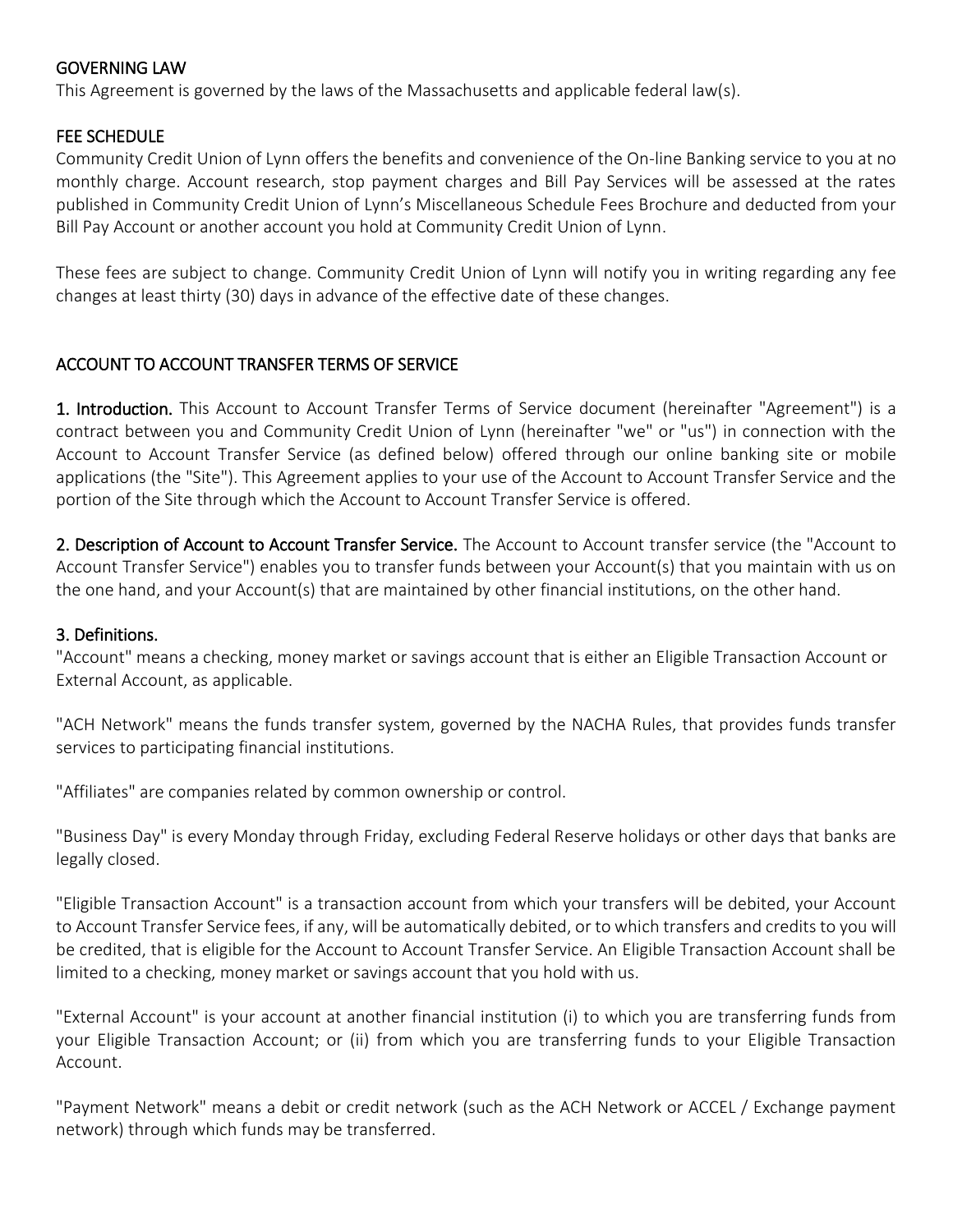## GOVERNING LAW

This Agreement is governed by the laws of the Massachusetts and applicable federal law(s).

## FEE SCHEDULE

Community Credit Union of Lynn offers the benefits and convenience of the On-line Banking service to you at no monthly charge. Account research, stop payment charges and Bill Pay Services will be assessed at the rates published in Community Credit Union of Lynn's Miscellaneous Schedule Fees Brochure and deducted from your Bill Pay Account or another account you hold at Community Credit Union of Lynn.

These fees are subject to change. Community Credit Union of Lynn will notify you in writing regarding any fee changes at least thirty (30) days in advance of the effective date of these changes.

## ACCOUNT TO ACCOUNT TRANSFER TERMS OF SERVICE

**1. Introduction.** This Account to Account Transfer Terms of Service document (hereinafter "Agreement") is a contract between you and Community Credit Union of Lynn (hereinafter "we" or "us") in connection with the Account to Account Transfer Service (as defined below) offered through our online banking site or mobile applications (the "Site"). This Agreement applies to your use of the Account to Account Transfer Service and the portion of the Site through which the Account to Account Transfer Service is offered.

**2. Description of Account to Account Transfer Service.** The Account to Account transfer service (the "Account to Account Transfer Service") enables you to transfer funds between your Account(s) that you maintain with us on the one hand, and your Account(s) that are maintained by other financial institutions, on the other hand.

**3. Definitions.**

"Account" means a checking, money market or savings account that is either an Eligible Transaction Account or External Account, as applicable.

"ACH Network" means the funds transfer system, governed by the NACHA Rules, that provides funds transfer services to participating financial institutions.

"Affiliates" are companies related by common ownership or control.

"Business Day" is every Monday through Friday, excluding Federal Reserve holidays or other days that banks are legally closed.

"Eligible Transaction Account" is a transaction account from which your transfers will be debited, your Account to Account Transfer Service fees, if any, will be automatically debited, or to which transfers and credits to you will be credited, that is eligible for the Account to Account Transfer Service. An Eligible Transaction Account shall be limited to a checking, money market or savings account that you hold with us.

"External Account" is your account at another financial institution (i) to which you are transferring funds from your Eligible Transaction Account; or (ii) from which you are transferring funds to your Eligible Transaction Account.

"Payment Network" means a debit or credit network (such as the ACH Network or ACCEL / Exchange payment network) through which funds may be transferred.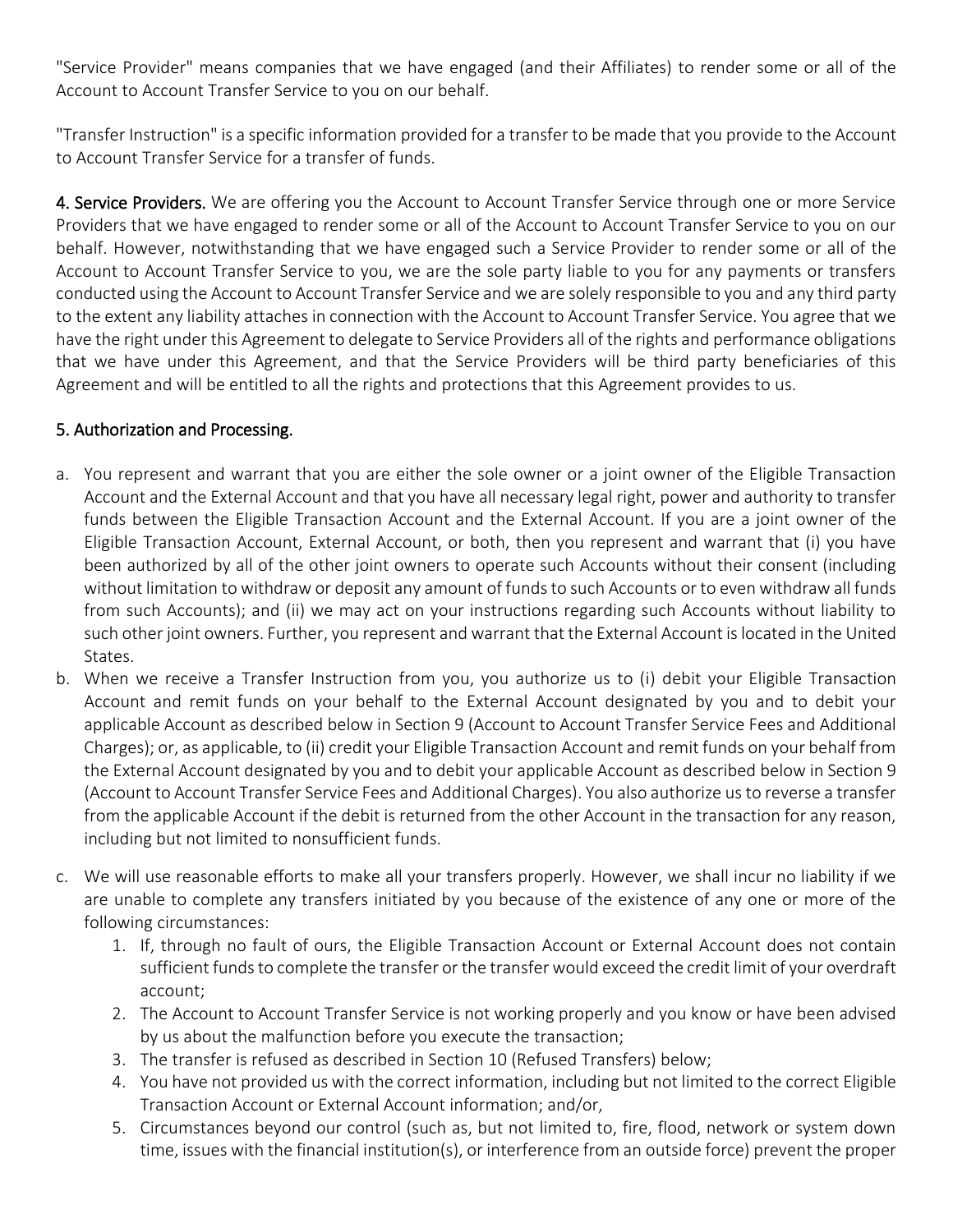"Service Provider" means companies that we have engaged (and their Affiliates) to render some or all of the Account to Account Transfer Service to you on our behalf.

"Transfer Instruction" is a specific information provided for a transfer to be made that you provide to the Account to Account Transfer Service for a transfer of funds.

**4. Service Providers.** We are offering you the Account to Account Transfer Service through one or more Service Providers that we have engaged to render some or all of the Account to Account Transfer Service to you on our behalf. However, notwithstanding that we have engaged such a Service Provider to render some or all of the Account to Account Transfer Service to you, we are the sole party liable to you for any payments or transfers conducted using the Account to Account Transfer Service and we are solely responsible to you and any third party to the extent any liability attaches in connection with the Account to Account Transfer Service. You agree that we have the right under this Agreement to delegate to Service Providers all of the rights and performance obligations that we have under this Agreement, and that the Service Providers will be third party beneficiaries of this Agreement and will be entitled to all the rights and protections that this Agreement provides to us.

**5. Authorization and Processing.**

a. You represent and warrant that you are either the sole owner or a joint owner of the Eligible Transaction Account and the External Account and that you have all necessary legal right, power and authority to transfer funds between the Eligible Transaction Account and the External Account. If you are a joint owner of the Eligible Transaction Account, External Account, or both, then you represent and warrant that (i) you have been authorized by all of the other joint owners to operate such Accounts without their consent (including without limitation to withdraw or deposit any amount of funds to such Accounts or to even withdraw all funds from such Accounts); and (ii) we may act on your instructions regarding such Accounts without liability to such other joint owners. Further, you represent and warrant that the External Account is located in the United States.

b. When we receive a Transfer Instruction from you, you authorize us to (i) debit your Eligible Transaction Account and remit funds on your behalf to the External Account designated by you and to debit your applicable Account as described below in Section 9 (Account to Account Transfer Service Fees and Additional Charges); or, as applicable, to (ii) credit your Eligible Transaction Account and remit funds on your behalf from the External Account designated by you and to debit your applicable Account as described below in Section 9 (Account to Account Transfer Service Fees and Additional Charges). You also authorize us to reverse a transfer from the applicable Account if the debit is returned from the other Account in the transaction for any reason, including but not limited to nonsufficient funds.

c. We will use reasonable efforts to make all your transfers properly. However, we shall incur no liability if we are unable to complete any transfers initiated by you because of the existence of any one or more of the following circumstances:

   1. If, through no fault of ours, the Eligible Transaction Account or External Account does not contain sufficient funds to complete the transfer or the transfer would exceed the credit limit of your overdraft account;
   2. The Account to Account Transfer Service is not working properly and you know or have been advised by us about the malfunction before you execute the transaction;
   3. The transfer is refused as described in Section 10 (Refused Transfers) below;
   4. You have not provided us with the correct information, including but not limited to the correct Eligible Transaction Account or External Account information; and/or,
   5. Circumstances beyond our control (such as, but not limited to, fire, flood, network or system down time, issues with the financial institution(s), or interference from an outside force) prevent the proper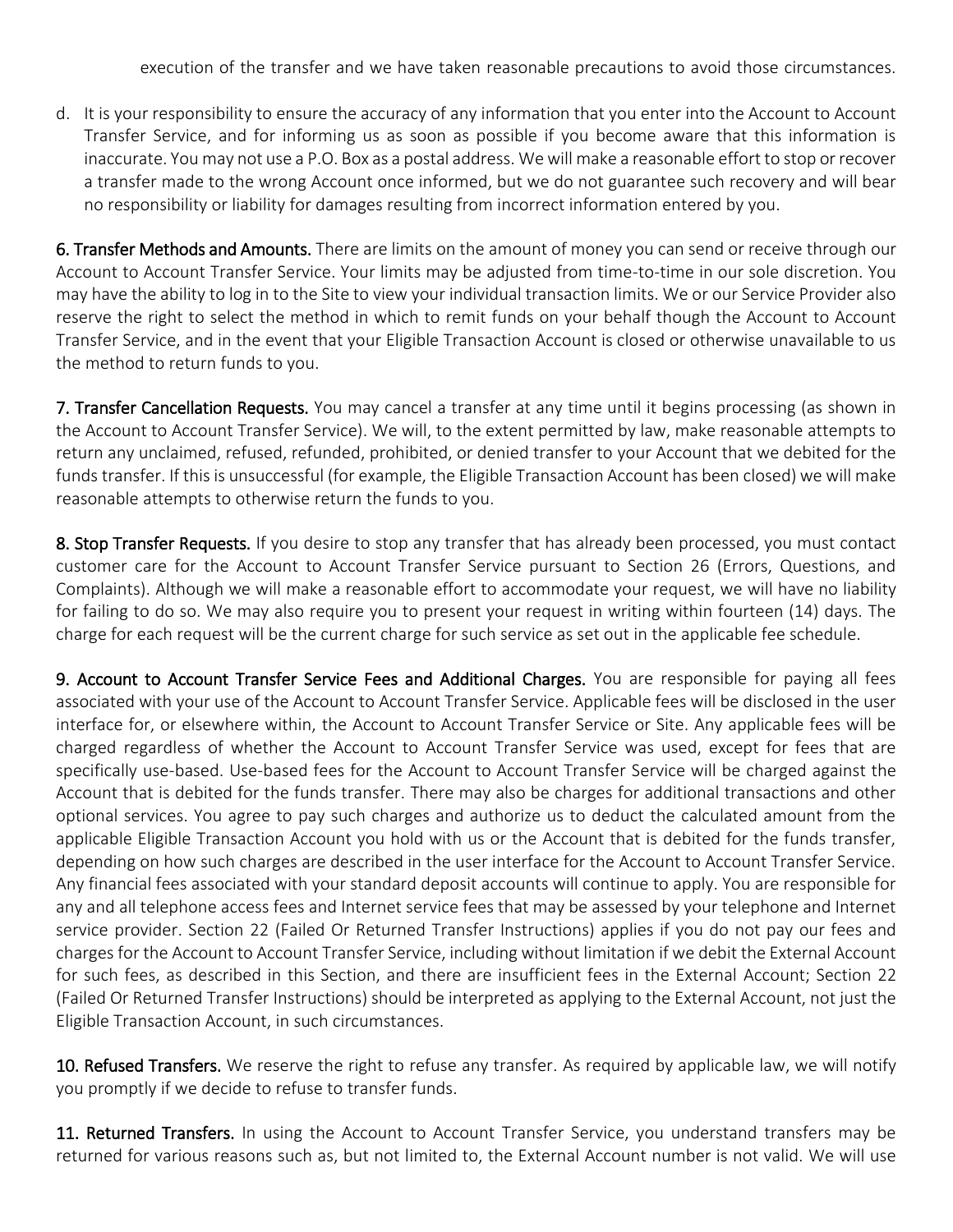execution of the transfer and we have taken reasonable precautions to avoid those circumstances.

d. It is your responsibility to ensure the accuracy of any information that you enter into the Account to Account Transfer Service, and for informing us as soon as possible if you become aware that this information is inaccurate. You may not use a P.O. Box as a postal address. We will make a reasonable effort to stop or recover a transfer made to the wrong Account once informed, but we do not guarantee such recovery and will bear no responsibility or liability for damages resulting from incorrect information entered by you.

**6. Transfer Methods and Amounts.** There are limits on the amount of money you can send or receive through our Account to Account Transfer Service. Your limits may be adjusted from time-to-time in our sole discretion. You may have the ability to log in to the Site to view your individual transaction limits. We or our Service Provider also reserve the right to select the method in which to remit funds on your behalf though the Account to Account Transfer Service, and in the event that your Eligible Transaction Account is closed or otherwise unavailable to us the method to return funds to you.

**7. Transfer Cancellation Requests.** You may cancel a transfer at any time until it begins processing (as shown in the Account to Account Transfer Service). We will, to the extent permitted by law, make reasonable attempts to return any unclaimed, refused, refunded, prohibited, or denied transfer to your Account that we debited for the funds transfer. If this is unsuccessful (for example, the Eligible Transaction Account has been closed) we will make reasonable attempts to otherwise return the funds to you.

**8. Stop Transfer Requests.** If you desire to stop any transfer that has already been processed, you must contact customer care for the Account to Account Transfer Service pursuant to Section 26 (Errors, Questions, and Complaints). Although we will make a reasonable effort to accommodate your request, we will have no liability for failing to do so. We may also require you to present your request in writing within fourteen (14) days. The charge for each request will be the current charge for such service as set out in the applicable fee schedule.

**9. Account to Account Transfer Service Fees and Additional Charges.** You are responsible for paying all fees associated with your use of the Account to Account Transfer Service. Applicable fees will be disclosed in the user interface for, or elsewhere within, the Account to Account Transfer Service or Site. Any applicable fees will be charged regardless of whether the Account to Account Transfer Service was used, except for fees that are specifically use-based. Use-based fees for the Account to Account Transfer Service will be charged against the Account that is debited for the funds transfer. There may also be charges for additional transactions and other optional services. You agree to pay such charges and authorize us to deduct the calculated amount from the applicable Eligible Transaction Account you hold with us or the Account that is debited for the funds transfer, depending on how such charges are described in the user interface for the Account to Account Transfer Service. Any financial fees associated with your standard deposit accounts will continue to apply. You are responsible for any and all telephone access fees and Internet service fees that may be assessed by your telephone and Internet service provider. Section 22 (Failed Or Returned Transfer Instructions) applies if you do not pay our fees and charges for the Account to Account Transfer Service, including without limitation if we debit the External Account for such fees, as described in this Section, and there are insufficient fees in the External Account; Section 22 (Failed Or Returned Transfer Instructions) should be interpreted as applying to the External Account, not just the Eligible Transaction Account, in such circumstances.

**10. Refused Transfers.** We reserve the right to refuse any transfer. As required by applicable law, we will notify you promptly if we decide to refuse to transfer funds.

**11. Returned Transfers.** In using the Account to Account Transfer Service, you understand transfers may be returned for various reasons such as, but not limited to, the External Account number is not valid. We will use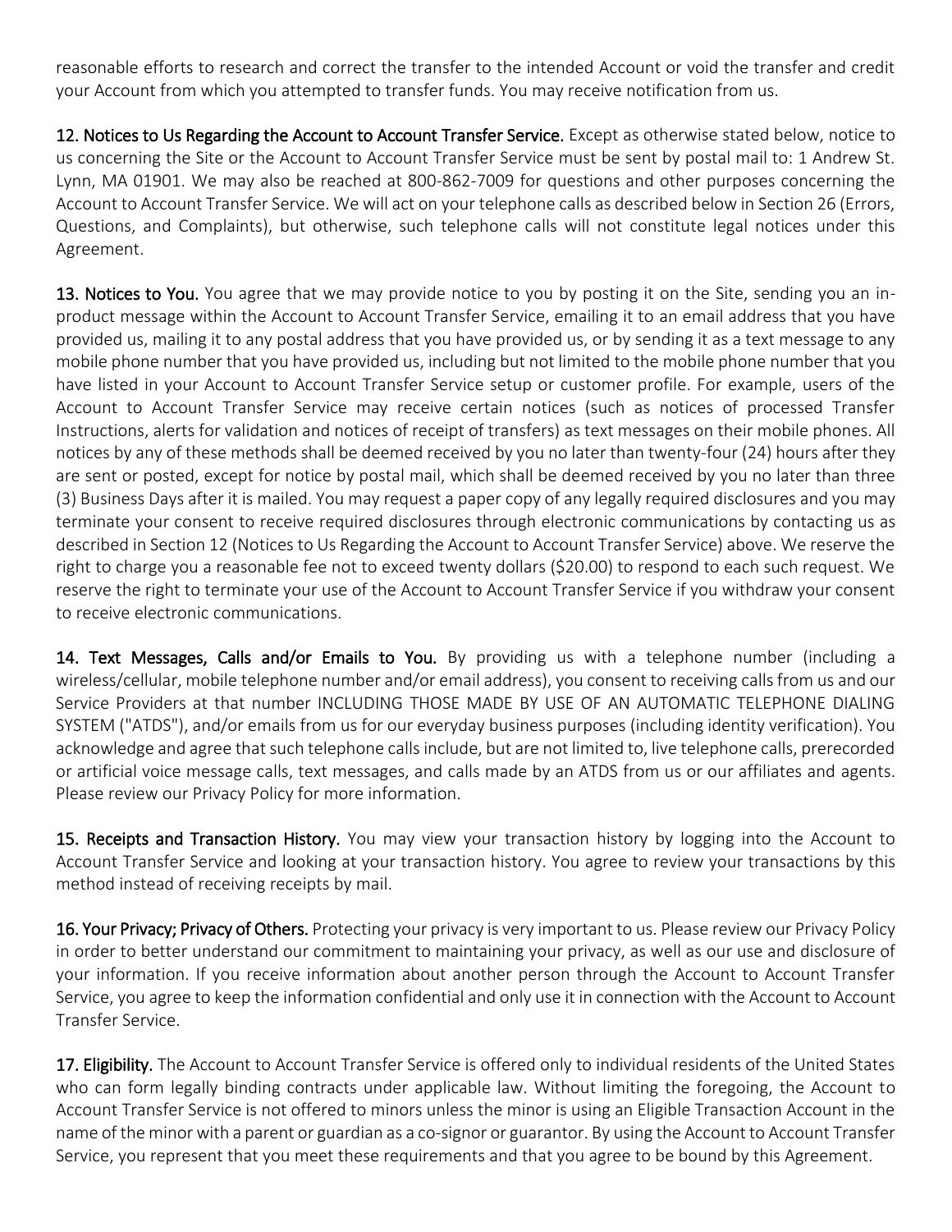reasonable efforts to research and correct the transfer to the intended Account or void the transfer and credit your Account from which you attempted to transfer funds. You may receive notification from us.

**12. Notices to Us Regarding the Account to Account Transfer Service.** Except as otherwise stated below, notice to us concerning the Site or the Account to Account Transfer Service must be sent by postal mail to: 1 Andrew St. Lynn, MA 01901. We may also be reached at 800-862-7009 for questions and other purposes concerning the Account to Account Transfer Service. We will act on your telephone calls as described below in Section 26 (Errors, Questions, and Complaints), but otherwise, such telephone calls will not constitute legal notices under this Agreement.

**13. Notices to You.** You agree that we may provide notice to you by posting it on the Site, sending you an in-product message within the Account to Account Transfer Service, emailing it to an email address that you have provided us, mailing it to any postal address that you have provided us, or by sending it as a text message to any mobile phone number that you have provided us, including but not limited to the mobile phone number that you have listed in your Account to Account Transfer Service setup or customer profile. For example, users of the Account to Account Transfer Service may receive certain notices (such as notices of processed Transfer Instructions, alerts for validation and notices of receipt of transfers) as text messages on their mobile phones. All notices by any of these methods shall be deemed received by you no later than twenty-four (24) hours after they are sent or posted, except for notice by postal mail, which shall be deemed received by you no later than three (3) Business Days after it is mailed. You may request a paper copy of any legally required disclosures and you may terminate your consent to receive required disclosures through electronic communications by contacting us as described in Section 12 (Notices to Us Regarding the Account to Account Transfer Service) above. We reserve the right to charge you a reasonable fee not to exceed twenty dollars ($20.00) to respond to each such request. We reserve the right to terminate your use of the Account to Account Transfer Service if you withdraw your consent to receive electronic communications.

**14. Text Messages, Calls and/or Emails to You.** By providing us with a telephone number (including a wireless/cellular, mobile telephone number and/or email address), you consent to receiving calls from us and our Service Providers at that number INCLUDING THOSE MADE BY USE OF AN AUTOMATIC TELEPHONE DIALING SYSTEM ("ATDS"), and/or emails from us for our everyday business purposes (including identity verification). You acknowledge and agree that such telephone calls include, but are not limited to, live telephone calls, prerecorded or artificial voice message calls, text messages, and calls made by an ATDS from us or our affiliates and agents. Please review our Privacy Policy for more information.

**15. Receipts and Transaction History.** You may view your transaction history by logging into the Account to Account Transfer Service and looking at your transaction history. You agree to review your transactions by this method instead of receiving receipts by mail.

**16. Your Privacy; Privacy of Others.** Protecting your privacy is very important to us. Please review our Privacy Policy in order to better understand our commitment to maintaining your privacy, as well as our use and disclosure of your information. If you receive information about another person through the Account to Account Transfer Service, you agree to keep the information confidential and only use it in connection with the Account to Account Transfer Service.

**17. Eligibility.** The Account to Account Transfer Service is offered only to individual residents of the United States who can form legally binding contracts under applicable law. Without limiting the foregoing, the Account to Account Transfer Service is not offered to minors unless the minor is using an Eligible Transaction Account in the name of the minor with a parent or guardian as a co-signor or guarantor. By using the Account to Account Transfer Service, you represent that you meet these requirements and that you agree to be bound by this Agreement.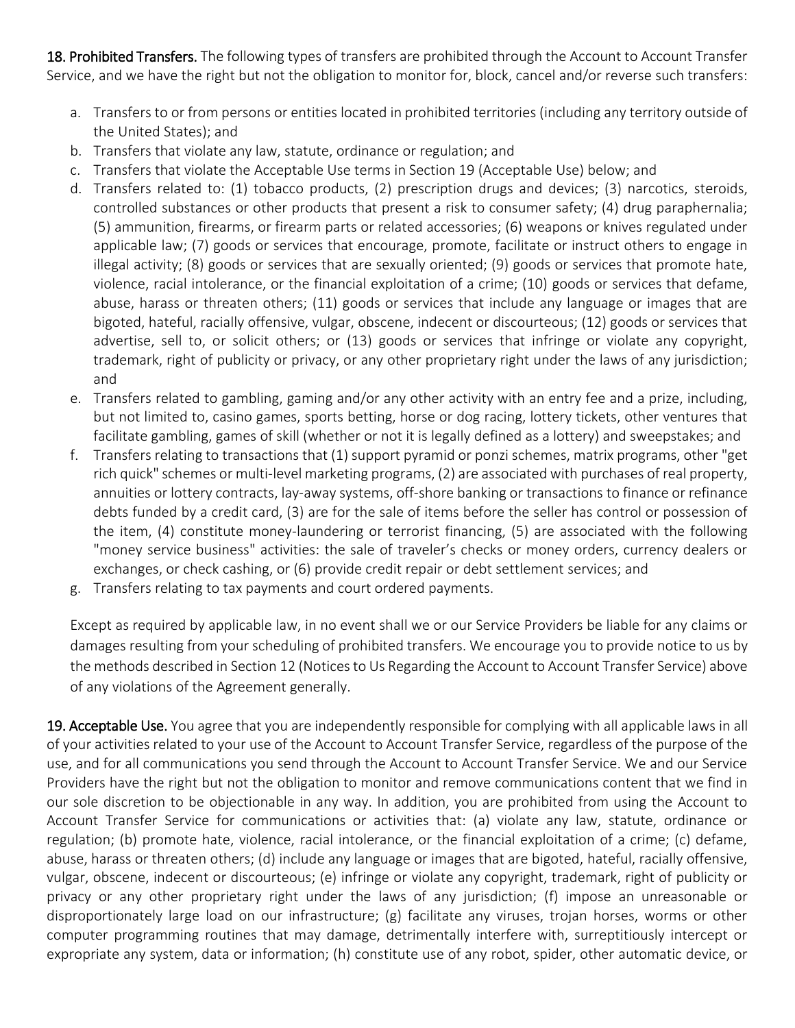**18. Prohibited Transfers.** The following types of transfers are prohibited through the Account to Account Transfer Service, and we have the right but not the obligation to monitor for, block, cancel and/or reverse such transfers:

a. Transfers to or from persons or entities located in prohibited territories (including any territory outside of the United States); and
b. Transfers that violate any law, statute, ordinance or regulation; and
c. Transfers that violate the Acceptable Use terms in Section 19 (Acceptable Use) below; and
d. Transfers related to: (1) tobacco products, (2) prescription drugs and devices; (3) narcotics, steroids, controlled substances or other products that present a risk to consumer safety; (4) drug paraphernalia; (5) ammunition, firearms, or firearm parts or related accessories; (6) weapons or knives regulated under applicable law; (7) goods or services that encourage, promote, facilitate or instruct others to engage in illegal activity; (8) goods or services that are sexually oriented; (9) goods or services that promote hate, violence, racial intolerance, or the financial exploitation of a crime; (10) goods or services that defame, abuse, harass or threaten others; (11) goods or services that include any language or images that are bigoted, hateful, racially offensive, vulgar, obscene, indecent or discourteous; (12) goods or services that advertise, sell to, or solicit others; or (13) goods or services that infringe or violate any copyright, trademark, right of publicity or privacy, or any other proprietary right under the laws of any jurisdiction; and
e. Transfers related to gambling, gaming and/or any other activity with an entry fee and a prize, including, but not limited to, casino games, sports betting, horse or dog racing, lottery tickets, other ventures that facilitate gambling, games of skill (whether or not it is legally defined as a lottery) and sweepstakes; and
f. Transfers relating to transactions that (1) support pyramid or ponzi schemes, matrix programs, other "get rich quick" schemes or multi-level marketing programs, (2) are associated with purchases of real property, annuities or lottery contracts, lay-away systems, off-shore banking or transactions to finance or refinance debts funded by a credit card, (3) are for the sale of items before the seller has control or possession of the item, (4) constitute money-laundering or terrorist financing, (5) are associated with the following "money service business" activities: the sale of traveler's checks or money orders, currency dealers or exchanges, or check cashing, or (6) provide credit repair or debt settlement services; and
g. Transfers relating to tax payments and court ordered payments.

Except as required by applicable law, in no event shall we or our Service Providers be liable for any claims or damages resulting from your scheduling of prohibited transfers. We encourage you to provide notice to us by the methods described in Section 12 (Notices to Us Regarding the Account to Account Transfer Service) above of any violations of the Agreement generally.

**19. Acceptable Use.** You agree that you are independently responsible for complying with all applicable laws in all of your activities related to your use of the Account to Account Transfer Service, regardless of the purpose of the use, and for all communications you send through the Account to Account Transfer Service. We and our Service Providers have the right but not the obligation to monitor and remove communications content that we find in our sole discretion to be objectionable in any way. In addition, you are prohibited from using the Account to Account Transfer Service for communications or activities that: (a) violate any law, statute, ordinance or regulation; (b) promote hate, violence, racial intolerance, or the financial exploitation of a crime; (c) defame, abuse, harass or threaten others; (d) include any language or images that are bigoted, hateful, racially offensive, vulgar, obscene, indecent or discourteous; (e) infringe or violate any copyright, trademark, right of publicity or privacy or any other proprietary right under the laws of any jurisdiction; (f) impose an unreasonable or disproportionately large load on our infrastructure; (g) facilitate any viruses, trojan horses, worms or other computer programming routines that may damage, detrimentally interfere with, surreptitiously intercept or expropriate any system, data or information; (h) constitute use of any robot, spider, other automatic device, or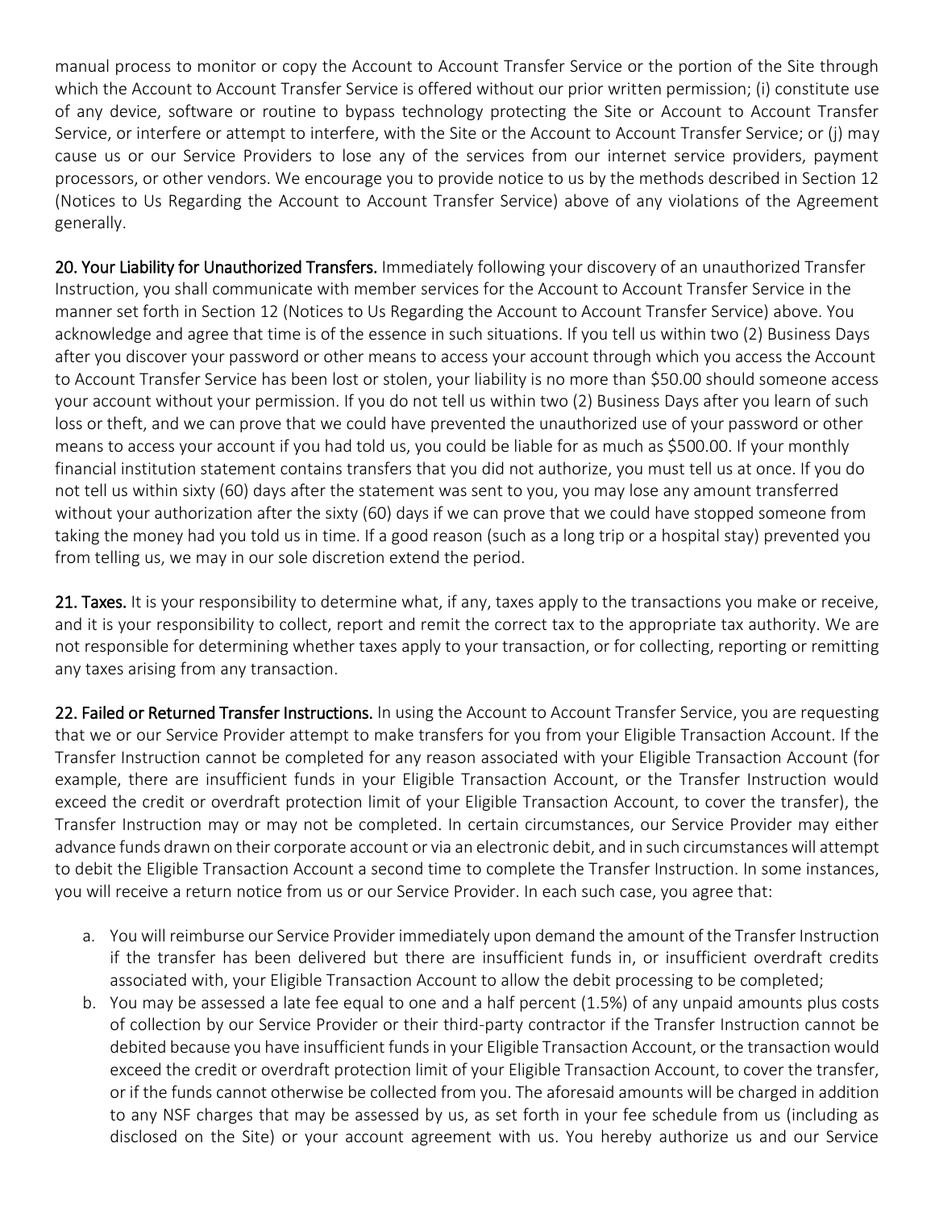manual process to monitor or copy the Account to Account Transfer Service or the portion of the Site through which the Account to Account Transfer Service is offered without our prior written permission; (i) constitute use of any device, software or routine to bypass technology protecting the Site or Account to Account Transfer Service, or interfere or attempt to interfere, with the Site or the Account to Account Transfer Service; or (j) may cause us or our Service Providers to lose any of the services from our internet service providers, payment processors, or other vendors. We encourage you to provide notice to us by the methods described in Section 12 (Notices to Us Regarding the Account to Account Transfer Service) above of any violations of the Agreement generally.

**20. Your Liability for Unauthorized Transfers.** Immediately following your discovery of an unauthorized Transfer Instruction, you shall communicate with member services for the Account to Account Transfer Service in the manner set forth in Section 12 (Notices to Us Regarding the Account to Account Transfer Service) above. You acknowledge and agree that time is of the essence in such situations. If you tell us within two (2) Business Days after you discover your password or other means to access your account through which you access the Account to Account Transfer Service has been lost or stolen, your liability is no more than $50.00 should someone access your account without your permission. If you do not tell us within two (2) Business Days after you learn of such loss or theft, and we can prove that we could have prevented the unauthorized use of your password or other means to access your account if you had told us, you could be liable for as much as $500.00. If your monthly financial institution statement contains transfers that you did not authorize, you must tell us at once. If you do not tell us within sixty (60) days after the statement was sent to you, you may lose any amount transferred without your authorization after the sixty (60) days if we can prove that we could have stopped someone from taking the money had you told us in time. If a good reason (such as a long trip or a hospital stay) prevented you from telling us, we may in our sole discretion extend the period.

**21. Taxes.** It is your responsibility to determine what, if any, taxes apply to the transactions you make or receive, and it is your responsibility to collect, report and remit the correct tax to the appropriate tax authority. We are not responsible for determining whether taxes apply to your transaction, or for collecting, reporting or remitting any taxes arising from any transaction.

**22. Failed or Returned Transfer Instructions.** In using the Account to Account Transfer Service, you are requesting that we or our Service Provider attempt to make transfers for you from your Eligible Transaction Account. If the Transfer Instruction cannot be completed for any reason associated with your Eligible Transaction Account (for example, there are insufficient funds in your Eligible Transaction Account, or the Transfer Instruction would exceed the credit or overdraft protection limit of your Eligible Transaction Account, to cover the transfer), the Transfer Instruction may or may not be completed. In certain circumstances, our Service Provider may either advance funds drawn on their corporate account or via an electronic debit, and in such circumstances will attempt to debit the Eligible Transaction Account a second time to complete the Transfer Instruction. In some instances, you will receive a return notice from us or our Service Provider. In each such case, you agree that:

a. You will reimburse our Service Provider immediately upon demand the amount of the Transfer Instruction if the transfer has been delivered but there are insufficient funds in, or insufficient overdraft credits associated with, your Eligible Transaction Account to allow the debit processing to be completed;
b. You may be assessed a late fee equal to one and a half percent (1.5%) of any unpaid amounts plus costs of collection by our Service Provider or their third-party contractor if the Transfer Instruction cannot be debited because you have insufficient funds in your Eligible Transaction Account, or the transaction would exceed the credit or overdraft protection limit of your Eligible Transaction Account, to cover the transfer, or if the funds cannot otherwise be collected from you. The aforesaid amounts will be charged in addition to any NSF charges that may be assessed by us, as set forth in your fee schedule from us (including as disclosed on the Site) or your account agreement with us. You hereby authorize us and our Service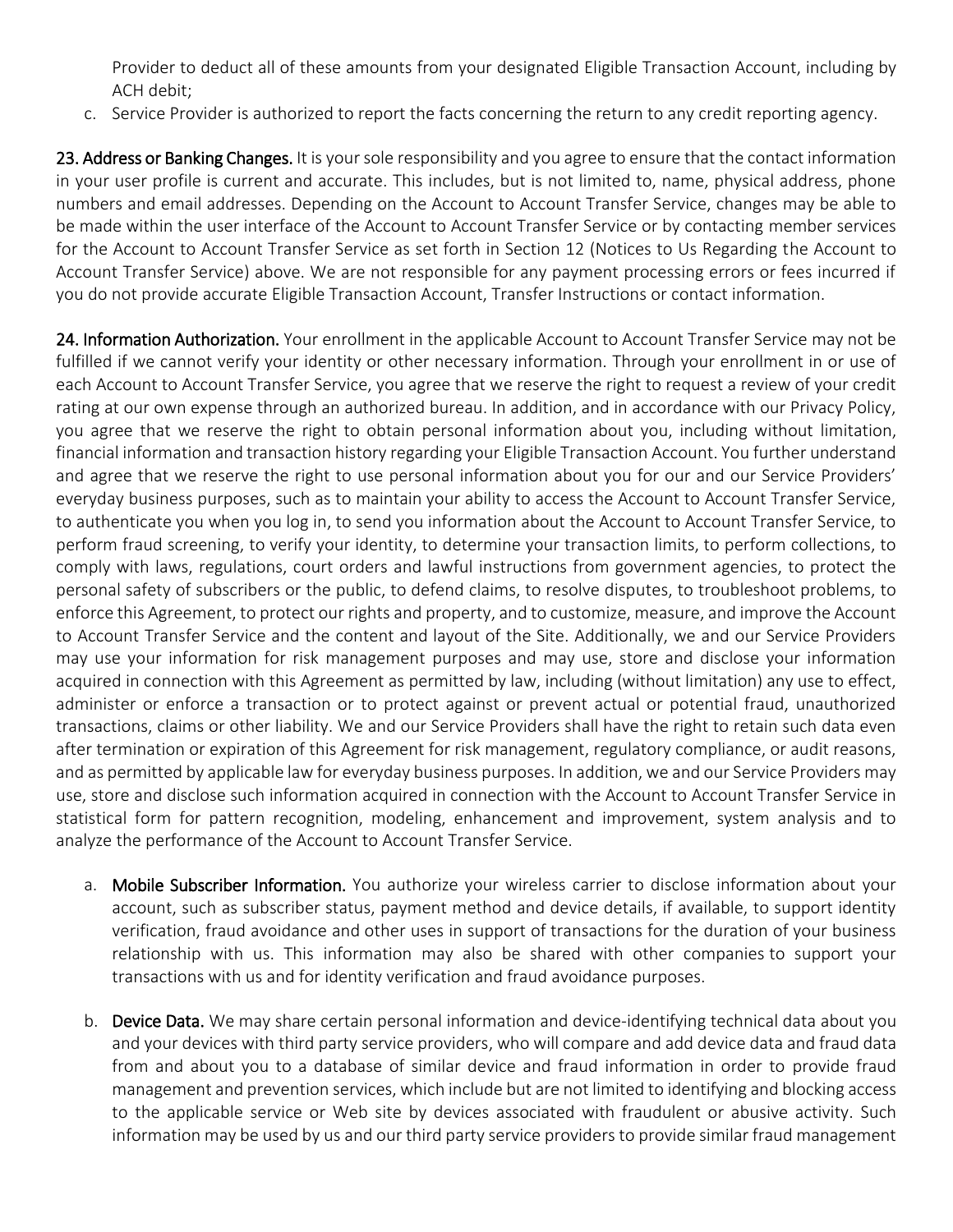Provider to deduct all of these amounts from your designated Eligible Transaction Account, including by ACH debit;

c. Service Provider is authorized to report the facts concerning the return to any credit reporting agency.

**23. Address or Banking Changes.** It is your sole responsibility and you agree to ensure that the contact information in your user profile is current and accurate. This includes, but is not limited to, name, physical address, phone numbers and email addresses. Depending on the Account to Account Transfer Service, changes may be able to be made within the user interface of the Account to Account Transfer Service or by contacting member services for the Account to Account Transfer Service as set forth in Section 12 (Notices to Us Regarding the Account to Account Transfer Service) above. We are not responsible for any payment processing errors or fees incurred if you do not provide accurate Eligible Transaction Account, Transfer Instructions or contact information.

**24. Information Authorization.** Your enrollment in the applicable Account to Account Transfer Service may not be fulfilled if we cannot verify your identity or other necessary information. Through your enrollment in or use of each Account to Account Transfer Service, you agree that we reserve the right to request a review of your credit rating at our own expense through an authorized bureau. In addition, and in accordance with our Privacy Policy, you agree that we reserve the right to obtain personal information about you, including without limitation, financial information and transaction history regarding your Eligible Transaction Account. You further understand and agree that we reserve the right to use personal information about you for our and our Service Providers' everyday business purposes, such as to maintain your ability to access the Account to Account Transfer Service, to authenticate you when you log in, to send you information about the Account to Account Transfer Service, to perform fraud screening, to verify your identity, to determine your transaction limits, to perform collections, to comply with laws, regulations, court orders and lawful instructions from government agencies, to protect the personal safety of subscribers or the public, to defend claims, to resolve disputes, to troubleshoot problems, to enforce this Agreement, to protect our rights and property, and to customize, measure, and improve the Account to Account Transfer Service and the content and layout of the Site. Additionally, we and our Service Providers may use your information for risk management purposes and may use, store and disclose your information acquired in connection with this Agreement as permitted by law, including (without limitation) any use to effect, administer or enforce a transaction or to protect against or prevent actual or potential fraud, unauthorized transactions, claims or other liability. We and our Service Providers shall have the right to retain such data even after termination or expiration of this Agreement for risk management, regulatory compliance, or audit reasons, and as permitted by applicable law for everyday business purposes. In addition, we and our Service Providers may use, store and disclose such information acquired in connection with the Account to Account Transfer Service in statistical form for pattern recognition, modeling, enhancement and improvement, system analysis and to analyze the performance of the Account to Account Transfer Service.

a. **Mobile Subscriber Information.** You authorize your wireless carrier to disclose information about your account, such as subscriber status, payment method and device details, if available, to support identity verification, fraud avoidance and other uses in support of transactions for the duration of your business relationship with us. This information may also be shared with other companies to support your transactions with us and for identity verification and fraud avoidance purposes.

b. **Device Data.** We may share certain personal information and device-identifying technical data about you and your devices with third party service providers, who will compare and add device data and fraud data from and about you to a database of similar device and fraud information in order to provide fraud management and prevention services, which include but are not limited to identifying and blocking access to the applicable service or Web site by devices associated with fraudulent or abusive activity. Such information may be used by us and our third party service providers to provide similar fraud management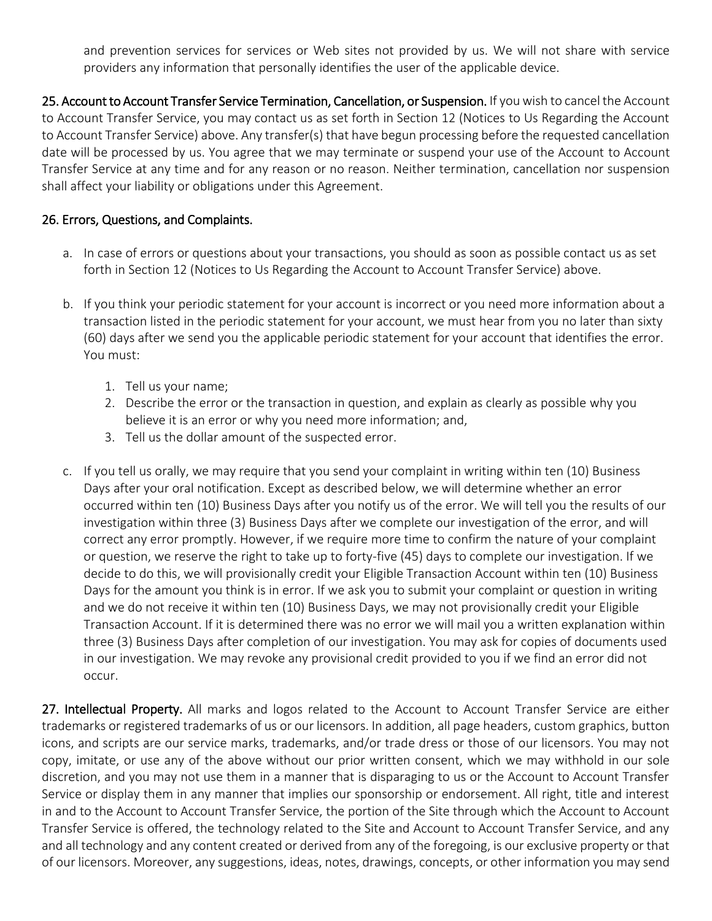and prevention services for services or Web sites not provided by us. We will not share with service providers any information that personally identifies the user of the applicable device.

**25. Account to Account Transfer Service Termination, Cancellation, or Suspension.** If you wish to cancel the Account to Account Transfer Service, you may contact us as set forth in Section 12 (Notices to Us Regarding the Account to Account Transfer Service) above. Any transfer(s) that have begun processing before the requested cancellation date will be processed by us. You agree that we may terminate or suspend your use of the Account to Account Transfer Service at any time and for any reason or no reason. Neither termination, cancellation nor suspension shall affect your liability or obligations under this Agreement.

**26. Errors, Questions, and Complaints.**

a. In case of errors or questions about your transactions, you should as soon as possible contact us as set forth in Section 12 (Notices to Us Regarding the Account to Account Transfer Service) above.

b. If you think your periodic statement for your account is incorrect or you need more information about a transaction listed in the periodic statement for your account, we must hear from you no later than sixty (60) days after we send you the applicable periodic statement for your account that identifies the error. You must:

   1. Tell us your name;
   2. Describe the error or the transaction in question, and explain as clearly as possible why you believe it is an error or why you need more information; and,
   3. Tell us the dollar amount of the suspected error.

c. If you tell us orally, we may require that you send your complaint in writing within ten (10) Business Days after your oral notification. Except as described below, we will determine whether an error occurred within ten (10) Business Days after you notify us of the error. We will tell you the results of our investigation within three (3) Business Days after we complete our investigation of the error, and will correct any error promptly. However, if we require more time to confirm the nature of your complaint or question, we reserve the right to take up to forty-five (45) days to complete our investigation. If we decide to do this, we will provisionally credit your Eligible Transaction Account within ten (10) Business Days for the amount you think is in error. If we ask you to submit your complaint or question in writing and we do not receive it within ten (10) Business Days, we may not provisionally credit your Eligible Transaction Account. If it is determined there was no error we will mail you a written explanation within three (3) Business Days after completion of our investigation. You may ask for copies of documents used in our investigation. We may revoke any provisional credit provided to you if we find an error did not occur.

**27. Intellectual Property.** All marks and logos related to the Account to Account Transfer Service are either trademarks or registered trademarks of us or our licensors. In addition, all page headers, custom graphics, button icons, and scripts are our service marks, trademarks, and/or trade dress or those of our licensors. You may not copy, imitate, or use any of the above without our prior written consent, which we may withhold in our sole discretion, and you may not use them in a manner that is disparaging to us or the Account to Account Transfer Service or display them in any manner that implies our sponsorship or endorsement. All right, title and interest in and to the Account to Account Transfer Service, the portion of the Site through which the Account to Account Transfer Service is offered, the technology related to the Site and Account to Account Transfer Service, and any and all technology and any content created or derived from any of the foregoing, is our exclusive property or that of our licensors. Moreover, any suggestions, ideas, notes, drawings, concepts, or other information you may send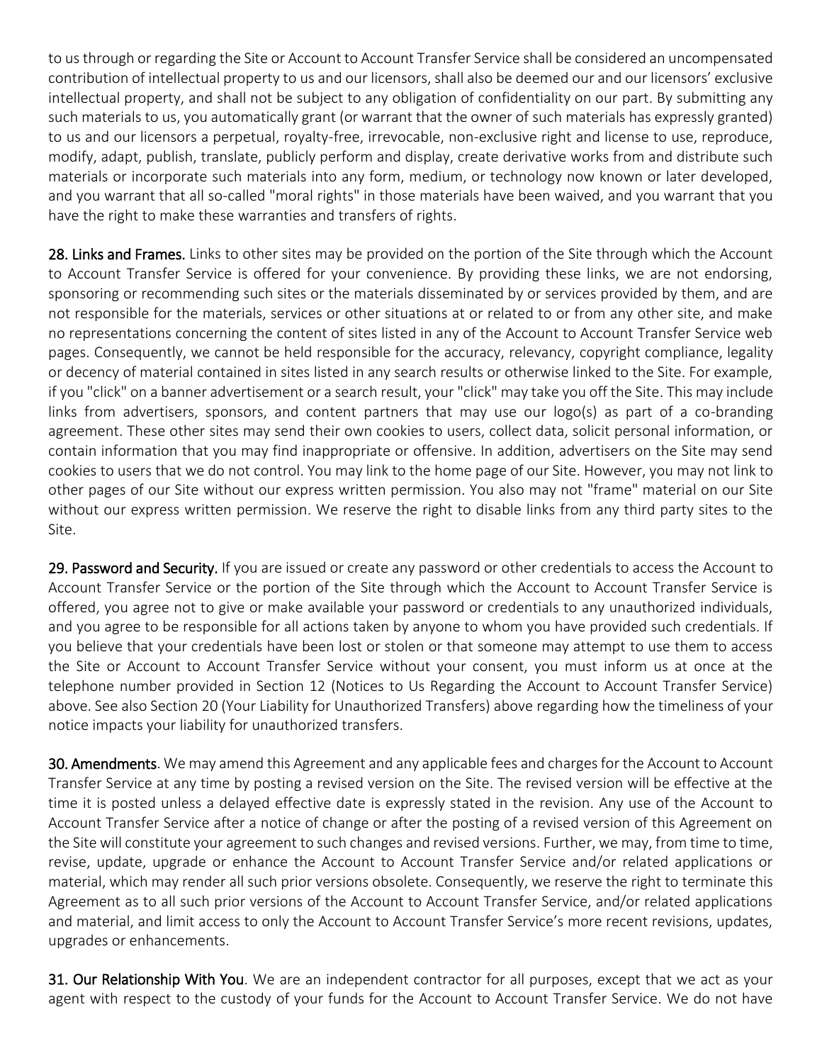to us through or regarding the Site or Account to Account Transfer Service shall be considered an uncompensated contribution of intellectual property to us and our licensors, shall also be deemed our and our licensors' exclusive intellectual property, and shall not be subject to any obligation of confidentiality on our part. By submitting any such materials to us, you automatically grant (or warrant that the owner of such materials has expressly granted) to us and our licensors a perpetual, royalty-free, irrevocable, non-exclusive right and license to use, reproduce, modify, adapt, publish, translate, publicly perform and display, create derivative works from and distribute such materials or incorporate such materials into any form, medium, or technology now known or later developed, and you warrant that all so-called "moral rights" in those materials have been waived, and you warrant that you have the right to make these warranties and transfers of rights.

**28. Links and Frames.** Links to other sites may be provided on the portion of the Site through which the Account to Account Transfer Service is offered for your convenience. By providing these links, we are not endorsing, sponsoring or recommending such sites or the materials disseminated by or services provided by them, and are not responsible for the materials, services or other situations at or related to or from any other site, and make no representations concerning the content of sites listed in any of the Account to Account Transfer Service web pages. Consequently, we cannot be held responsible for the accuracy, relevancy, copyright compliance, legality or decency of material contained in sites listed in any search results or otherwise linked to the Site. For example, if you "click" on a banner advertisement or a search result, your "click" may take you off the Site. This may include links from advertisers, sponsors, and content partners that may use our logo(s) as part of a co-branding agreement. These other sites may send their own cookies to users, collect data, solicit personal information, or contain information that you may find inappropriate or offensive. In addition, advertisers on the Site may send cookies to users that we do not control. You may link to the home page of our Site. However, you may not link to other pages of our Site without our express written permission. You also may not "frame" material on our Site without our express written permission. We reserve the right to disable links from any third party sites to the Site.

**29. Password and Security.** If you are issued or create any password or other credentials to access the Account to Account Transfer Service or the portion of the Site through which the Account to Account Transfer Service is offered, you agree not to give or make available your password or credentials to any unauthorized individuals, and you agree to be responsible for all actions taken by anyone to whom you have provided such credentials. If you believe that your credentials have been lost or stolen or that someone may attempt to use them to access the Site or Account to Account Transfer Service without your consent, you must inform us at once at the telephone number provided in Section 12 (Notices to Us Regarding the Account to Account Transfer Service) above. See also Section 20 (Your Liability for Unauthorized Transfers) above regarding how the timeliness of your notice impacts your liability for unauthorized transfers.

**30. Amendments**. We may amend this Agreement and any applicable fees and charges for the Account to Account Transfer Service at any time by posting a revised version on the Site. The revised version will be effective at the time it is posted unless a delayed effective date is expressly stated in the revision. Any use of the Account to Account Transfer Service after a notice of change or after the posting of a revised version of this Agreement on the Site will constitute your agreement to such changes and revised versions. Further, we may, from time to time, revise, update, upgrade or enhance the Account to Account Transfer Service and/or related applications or material, which may render all such prior versions obsolete. Consequently, we reserve the right to terminate this Agreement as to all such prior versions of the Account to Account Transfer Service, and/or related applications and material, and limit access to only the Account to Account Transfer Service's more recent revisions, updates, upgrades or enhancements.

**31. Our Relationship With You**. We are an independent contractor for all purposes, except that we act as your agent with respect to the custody of your funds for the Account to Account Transfer Service. We do not have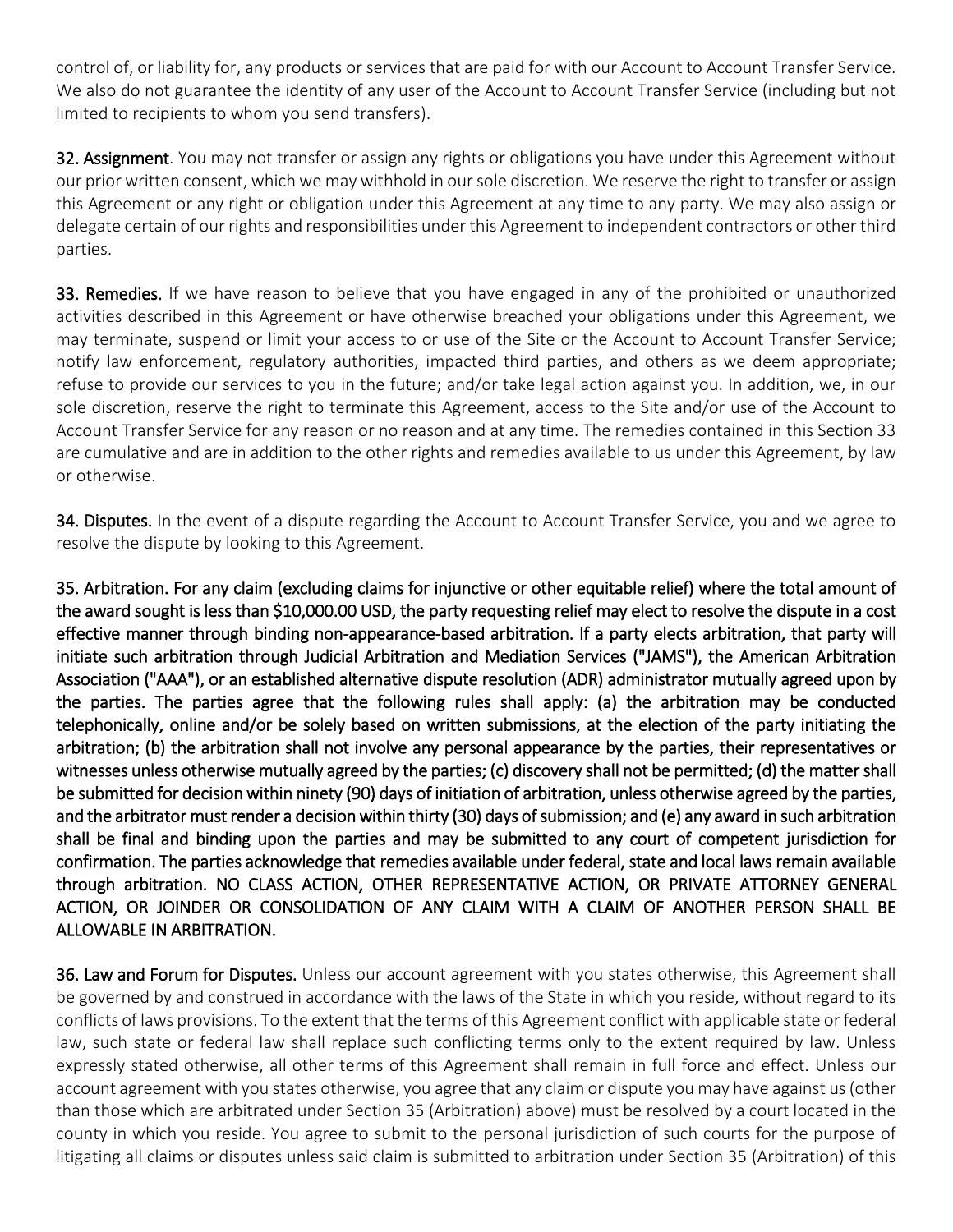control of, or liability for, any products or services that are paid for with our Account to Account Transfer Service. We also do not guarantee the identity of any user of the Account to Account Transfer Service (including but not limited to recipients to whom you send transfers).

**32. Assignment**. You may not transfer or assign any rights or obligations you have under this Agreement without our prior written consent, which we may withhold in our sole discretion. We reserve the right to transfer or assign this Agreement or any right or obligation under this Agreement at any time to any party. We may also assign or delegate certain of our rights and responsibilities under this Agreement to independent contractors or other third parties.

**33. Remedies.** If we have reason to believe that you have engaged in any of the prohibited or unauthorized activities described in this Agreement or have otherwise breached your obligations under this Agreement, we may terminate, suspend or limit your access to or use of the Site or the Account to Account Transfer Service; notify law enforcement, regulatory authorities, impacted third parties, and others as we deem appropriate; refuse to provide our services to you in the future; and/or take legal action against you. In addition, we, in our sole discretion, reserve the right to terminate this Agreement, access to the Site and/or use of the Account to Account Transfer Service for any reason or no reason and at any time. The remedies contained in this Section 33 are cumulative and are in addition to the other rights and remedies available to us under this Agreement, by law or otherwise.

**34. Disputes.** In the event of a dispute regarding the Account to Account Transfer Service, you and we agree to resolve the dispute by looking to this Agreement.

**35. Arbitration. For any claim (excluding claims for injunctive or other equitable relief) where the total amount of the award sought is less than $10,000.00 USD, the party requesting relief may elect to resolve the dispute in a cost effective manner through binding non-appearance-based arbitration. If a party elects arbitration, that party will initiate such arbitration through Judicial Arbitration and Mediation Services ("JAMS"), the American Arbitration Association ("AAA"), or an established alternative dispute resolution (ADR) administrator mutually agreed upon by the parties. The parties agree that the following rules shall apply: (a) the arbitration may be conducted telephonically, online and/or be solely based on written submissions, at the election of the party initiating the arbitration; (b) the arbitration shall not involve any personal appearance by the parties, their representatives or witnesses unless otherwise mutually agreed by the parties; (c) discovery shall not be permitted; (d) the matter shall be submitted for decision within ninety (90) days of initiation of arbitration, unless otherwise agreed by the parties, and the arbitrator must render a decision within thirty (30) days of submission; and (e) any award in such arbitration shall be final and binding upon the parties and may be submitted to any court of competent jurisdiction for confirmation. The parties acknowledge that remedies available under federal, state and local laws remain available through arbitration. NO CLASS ACTION, OTHER REPRESENTATIVE ACTION, OR PRIVATE ATTORNEY GENERAL ACTION, OR JOINDER OR CONSOLIDATION OF ANY CLAIM WITH A CLAIM OF ANOTHER PERSON SHALL BE ALLOWABLE IN ARBITRATION.**

**36. Law and Forum for Disputes.** Unless our account agreement with you states otherwise, this Agreement shall be governed by and construed in accordance with the laws of the State in which you reside, without regard to its conflicts of laws provisions. To the extent that the terms of this Agreement conflict with applicable state or federal law, such state or federal law shall replace such conflicting terms only to the extent required by law. Unless expressly stated otherwise, all other terms of this Agreement shall remain in full force and effect. Unless our account agreement with you states otherwise, you agree that any claim or dispute you may have against us (other than those which are arbitrated under Section 35 (Arbitration) above) must be resolved by a court located in the county in which you reside. You agree to submit to the personal jurisdiction of such courts for the purpose of litigating all claims or disputes unless said claim is submitted to arbitration under Section 35 (Arbitration) of this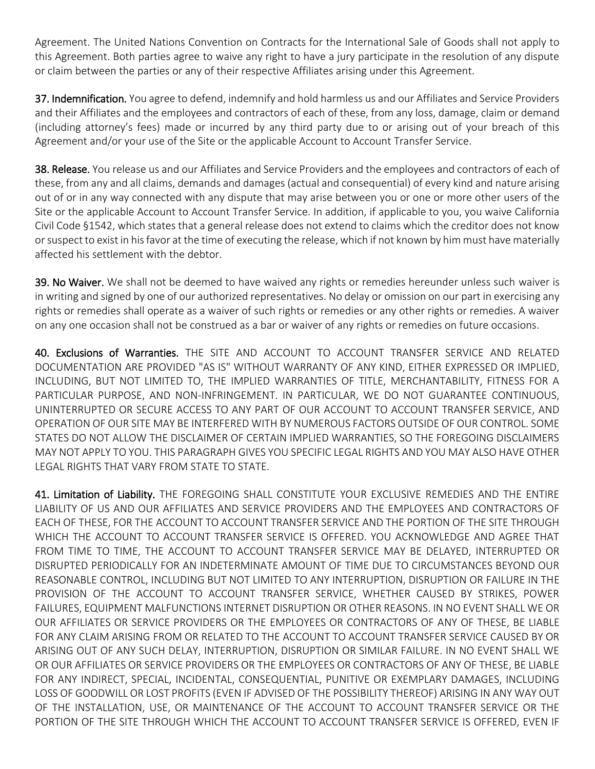Agreement. The United Nations Convention on Contracts for the International Sale of Goods shall not apply to this Agreement. Both parties agree to waive any right to have a jury participate in the resolution of any dispute or claim between the parties or any of their respective Affiliates arising under this Agreement.

**37. Indemnification.** You agree to defend, indemnify and hold harmless us and our Affiliates and Service Providers and their Affiliates and the employees and contractors of each of these, from any loss, damage, claim or demand (including attorney's fees) made or incurred by any third party due to or arising out of your breach of this Agreement and/or your use of the Site or the applicable Account to Account Transfer Service.

**38. Release.** You release us and our Affiliates and Service Providers and the employees and contractors of each of these, from any and all claims, demands and damages (actual and consequential) of every kind and nature arising out of or in any way connected with any dispute that may arise between you or one or more other users of the Site or the applicable Account to Account Transfer Service. In addition, if applicable to you, you waive California Civil Code §1542, which states that a general release does not extend to claims which the creditor does not know or suspect to exist in his favor at the time of executing the release, which if not known by him must have materially affected his settlement with the debtor.

**39. No Waiver.** We shall not be deemed to have waived any rights or remedies hereunder unless such waiver is in writing and signed by one of our authorized representatives. No delay or omission on our part in exercising any rights or remedies shall operate as a waiver of such rights or remedies or any other rights or remedies. A waiver on any one occasion shall not be construed as a bar or waiver of any rights or remedies on future occasions.

**40. Exclusions of Warranties.** THE SITE AND ACCOUNT TO ACCOUNT TRANSFER SERVICE AND RELATED DOCUMENTATION ARE PROVIDED "AS IS" WITHOUT WARRANTY OF ANY KIND, EITHER EXPRESSED OR IMPLIED, INCLUDING, BUT NOT LIMITED TO, THE IMPLIED WARRANTIES OF TITLE, MERCHANTABILITY, FITNESS FOR A PARTICULAR PURPOSE, AND NON-INFRINGEMENT. IN PARTICULAR, WE DO NOT GUARANTEE CONTINUOUS, UNINTERRUPTED OR SECURE ACCESS TO ANY PART OF OUR ACCOUNT TO ACCOUNT TRANSFER SERVICE, AND OPERATION OF OUR SITE MAY BE INTERFERED WITH BY NUMEROUS FACTORS OUTSIDE OF OUR CONTROL. SOME STATES DO NOT ALLOW THE DISCLAIMER OF CERTAIN IMPLIED WARRANTIES, SO THE FOREGOING DISCLAIMERS MAY NOT APPLY TO YOU. THIS PARAGRAPH GIVES YOU SPECIFIC LEGAL RIGHTS AND YOU MAY ALSO HAVE OTHER LEGAL RIGHTS THAT VARY FROM STATE TO STATE.

**41. Limitation of Liability.** THE FOREGOING SHALL CONSTITUTE YOUR EXCLUSIVE REMEDIES AND THE ENTIRE LIABILITY OF US AND OUR AFFILIATES AND SERVICE PROVIDERS AND THE EMPLOYEES AND CONTRACTORS OF EACH OF THESE, FOR THE ACCOUNT TO ACCOUNT TRANSFER SERVICE AND THE PORTION OF THE SITE THROUGH WHICH THE ACCOUNT TO ACCOUNT TRANSFER SERVICE IS OFFERED. YOU ACKNOWLEDGE AND AGREE THAT FROM TIME TO TIME, THE ACCOUNT TO ACCOUNT TRANSFER SERVICE MAY BE DELAYED, INTERRUPTED OR DISRUPTED PERIODICALLY FOR AN INDETERMINATE AMOUNT OF TIME DUE TO CIRCUMSTANCES BEYOND OUR REASONABLE CONTROL, INCLUDING BUT NOT LIMITED TO ANY INTERRUPTION, DISRUPTION OR FAILURE IN THE PROVISION OF THE ACCOUNT TO ACCOUNT TRANSFER SERVICE, WHETHER CAUSED BY STRIKES, POWER FAILURES, EQUIPMENT MALFUNCTIONS INTERNET DISRUPTION OR OTHER REASONS. IN NO EVENT SHALL WE OR OUR AFFILIATES OR SERVICE PROVIDERS OR THE EMPLOYEES OR CONTRACTORS OF ANY OF THESE, BE LIABLE FOR ANY CLAIM ARISING FROM OR RELATED TO THE ACCOUNT TO ACCOUNT TRANSFER SERVICE CAUSED BY OR ARISING OUT OF ANY SUCH DELAY, INTERRUPTION, DISRUPTION OR SIMILAR FAILURE. IN NO EVENT SHALL WE OR OUR AFFILIATES OR SERVICE PROVIDERS OR THE EMPLOYEES OR CONTRACTORS OF ANY OF THESE, BE LIABLE FOR ANY INDIRECT, SPECIAL, INCIDENTAL, CONSEQUENTIAL, PUNITIVE OR EXEMPLARY DAMAGES, INCLUDING LOSS OF GOODWILL OR LOST PROFITS (EVEN IF ADVISED OF THE POSSIBILITY THEREOF) ARISING IN ANY WAY OUT OF THE INSTALLATION, USE, OR MAINTENANCE OF THE ACCOUNT TO ACCOUNT TRANSFER SERVICE OR THE PORTION OF THE SITE THROUGH WHICH THE ACCOUNT TO ACCOUNT TRANSFER SERVICE IS OFFERED, EVEN IF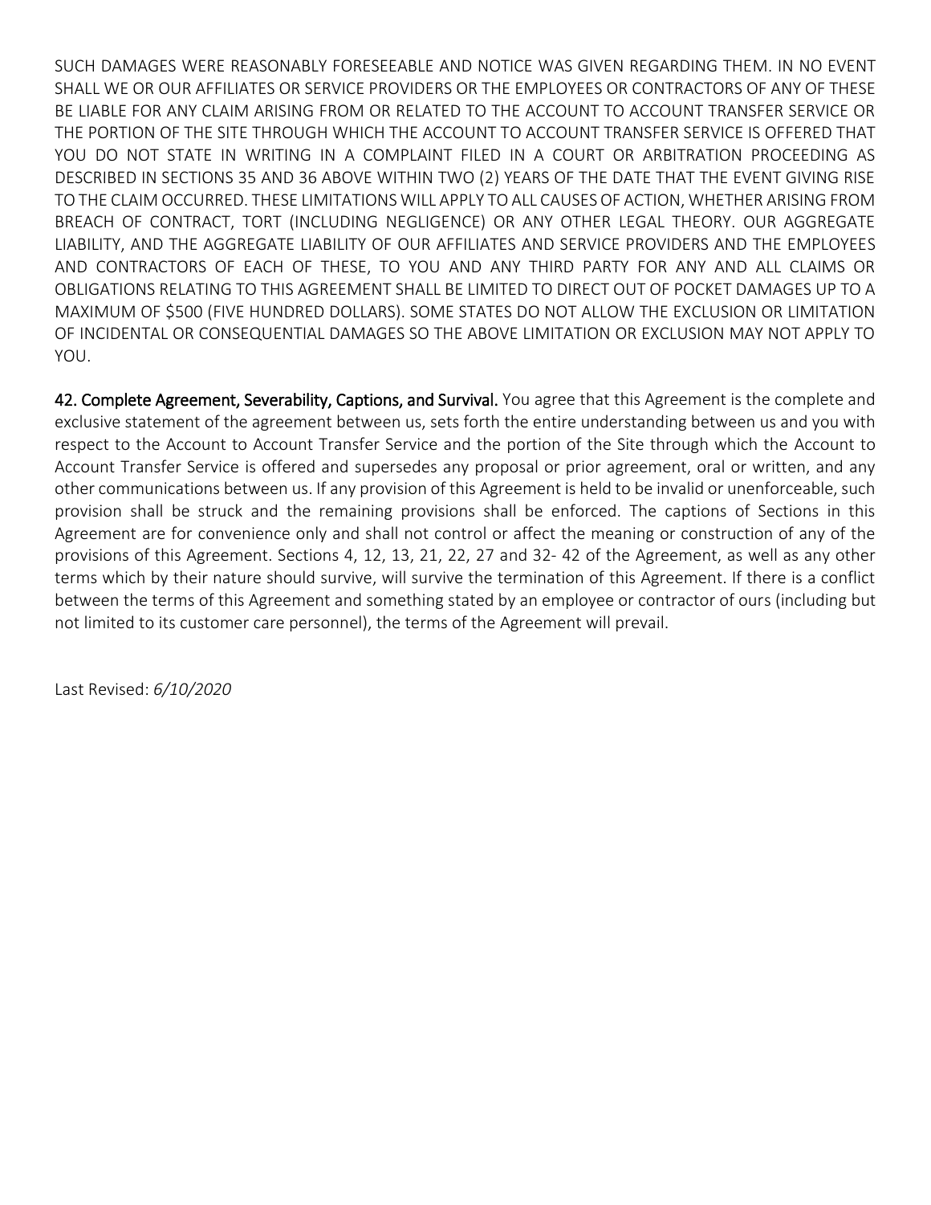SUCH DAMAGES WERE REASONABLY FORESEEABLE AND NOTICE WAS GIVEN REGARDING THEM. IN NO EVENT SHALL WE OR OUR AFFILIATES OR SERVICE PROVIDERS OR THE EMPLOYEES OR CONTRACTORS OF ANY OF THESE BE LIABLE FOR ANY CLAIM ARISING FROM OR RELATED TO THE ACCOUNT TO ACCOUNT TRANSFER SERVICE OR THE PORTION OF THE SITE THROUGH WHICH THE ACCOUNT TO ACCOUNT TRANSFER SERVICE IS OFFERED THAT YOU DO NOT STATE IN WRITING IN A COMPLAINT FILED IN A COURT OR ARBITRATION PROCEEDING AS DESCRIBED IN SECTIONS 35 AND 36 ABOVE WITHIN TWO (2) YEARS OF THE DATE THAT THE EVENT GIVING RISE TO THE CLAIM OCCURRED. THESE LIMITATIONS WILL APPLY TO ALL CAUSES OF ACTION, WHETHER ARISING FROM BREACH OF CONTRACT, TORT (INCLUDING NEGLIGENCE) OR ANY OTHER LEGAL THEORY. OUR AGGREGATE LIABILITY, AND THE AGGREGATE LIABILITY OF OUR AFFILIATES AND SERVICE PROVIDERS AND THE EMPLOYEES AND CONTRACTORS OF EACH OF THESE, TO YOU AND ANY THIRD PARTY FOR ANY AND ALL CLAIMS OR OBLIGATIONS RELATING TO THIS AGREEMENT SHALL BE LIMITED TO DIRECT OUT OF POCKET DAMAGES UP TO A MAXIMUM OF $500 (FIVE HUNDRED DOLLARS). SOME STATES DO NOT ALLOW THE EXCLUSION OR LIMITATION OF INCIDENTAL OR CONSEQUENTIAL DAMAGES SO THE ABOVE LIMITATION OR EXCLUSION MAY NOT APPLY TO YOU.

**42. Complete Agreement, Severability, Captions, and Survival.** You agree that this Agreement is the complete and exclusive statement of the agreement between us, sets forth the entire understanding between us and you with respect to the Account to Account Transfer Service and the portion of the Site through which the Account to Account Transfer Service is offered and supersedes any proposal or prior agreement, oral or written, and any other communications between us. If any provision of this Agreement is held to be invalid or unenforceable, such provision shall be struck and the remaining provisions shall be enforced. The captions of Sections in this Agreement are for convenience only and shall not control or affect the meaning or construction of any of the provisions of this Agreement. Sections 4, 12, 13, 21, 22, 27 and 32- 42 of the Agreement, as well as any other terms which by their nature should survive, will survive the termination of this Agreement. If there is a conflict between the terms of this Agreement and something stated by an employee or contractor of ours (including but not limited to its customer care personnel), the terms of the Agreement will prevail.

Last Revised: *6/10/2020*